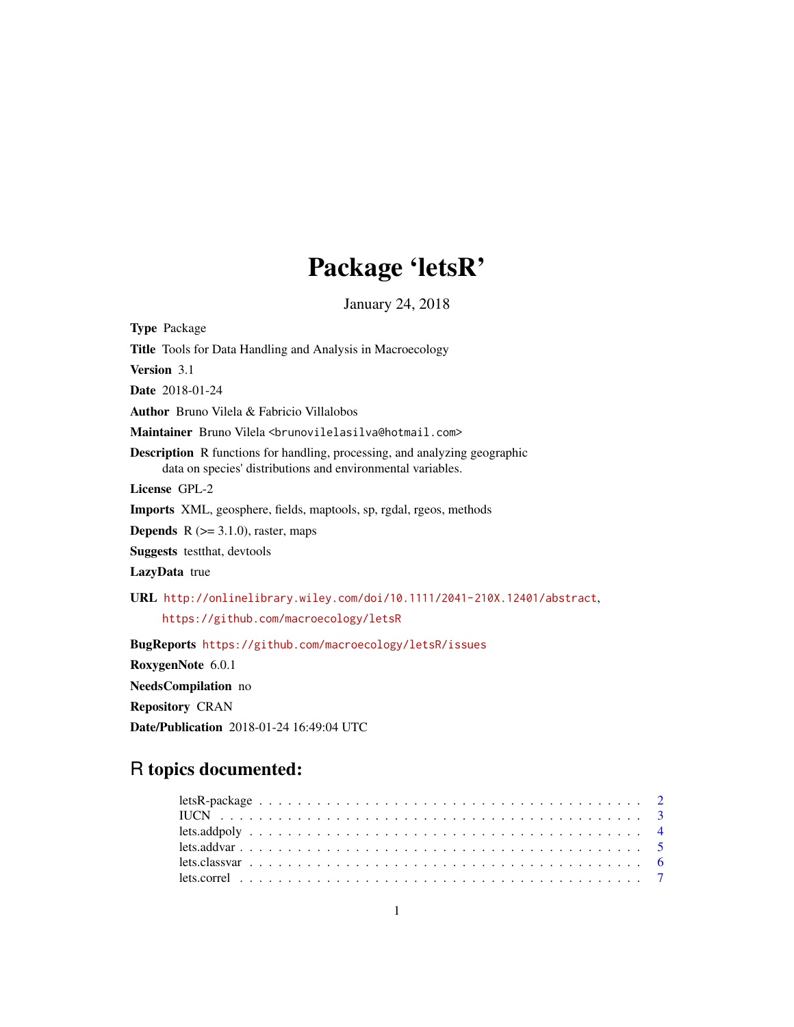# Package 'letsR'

January 24, 2018

**Type** Package

**Title** Tools for Data Handling and Analysis in Macroecology

**Version** 3.1

**Date** 2018-01-24

**Author** Bruno Vilela & Fabricio Villalobos

**Maintainer** Bruno Vilela <brunovilelasilva@hotmail.com>

**Description** R functions for handling, processing, and analyzing geographic data on species' distributions and environmental variables.

**License** GPL-2

**Imports** XML, geosphere, fields, maptools, sp, rgdal, rgeos, methods

**Depends** R (>= 3.1.0), raster, maps

**Suggests** testthat, devtools

**LazyData** true

**URL** http://onlinelibrary.wiley.com/doi/10.1111/2041-210X.12401/abstract, https://github.com/macroecology/letsR

**BugReports** https://github.com/macroecology/letsR/issues

**RoxygenNote** 6.0.1

**NeedsCompilation** no

**Repository** CRAN

**Date/Publication** 2018-01-24 16:49:04 UTC

## R topics documented:

- letsR-package . . . . . . . . . . . . . . . . . . . . . . . . . . . . . . . . . . . . . . 2
- IUCN . . . . . . . . . . . . . . . . . . . . . . . . . . . . . . . . . . . . . . . . . . . 3
- lets.addpoly . . . . . . . . . . . . . . . . . . . . . . . . . . . . . . . . . . . . . . . 4
- lets.addvar . . . . . . . . . . . . . . . . . . . . . . . . . . . . . . . . . . . . . . . 5
- lets.classvar . . . . . . . . . . . . . . . . . . . . . . . . . . . . . . . . . . . . . . 6
- lets.correl . . . . . . . . . . . . . . . . . . . . . . . . . . . . . . . . . . . . . . . 7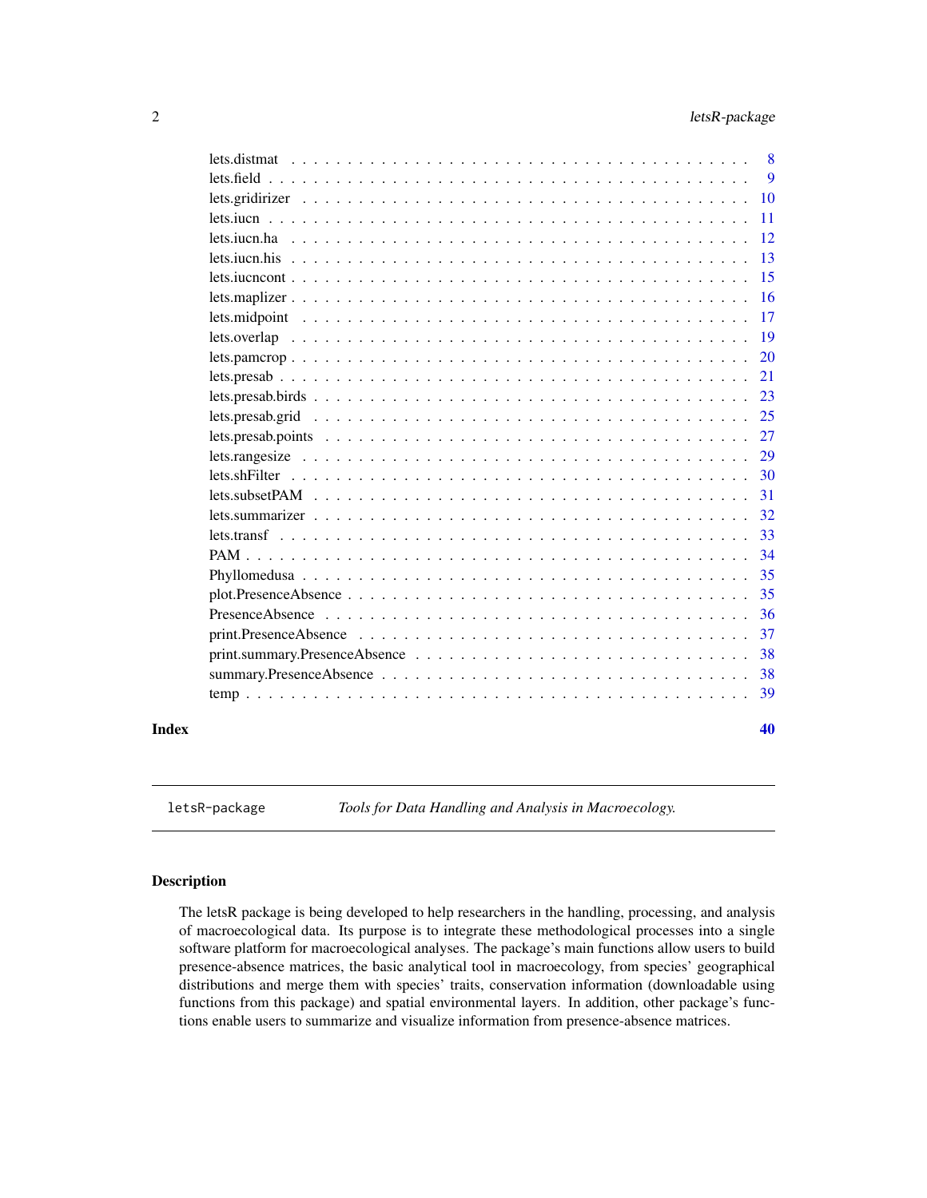| | |
|---|---|
| lets.distmat | 8 |
| lets.field | 9 |
| lets.gridirizer | 10 |
| lets.iucn | 11 |
| lets.iucn.ha | 12 |
| lets.iucn.his | 13 |
| lets.iucncont | 15 |
| lets.maplizer | 16 |
| lets.midpoint | 17 |
| lets.overlap | 19 |
| lets.pamcrop | 20 |
| lets.presab | 21 |
| lets.presab.birds | 23 |
| lets.presab.grid | 25 |
| lets.presab.points | 27 |
| lets.rangesize | 29 |
| lets.shFilter | 30 |
| lets.subsetPAM | 31 |
| lets.summarizer | 32 |
| lets.transf | 33 |
| PAM | 34 |
| Phyllomedusa | 35 |
| plot.PresenceAbsence | 35 |
| PresenceAbsence | 36 |
| print.PresenceAbsence | 37 |
| print.summary.PresenceAbsence | 38 |
| summary.PresenceAbsence | 38 |
| temp | 39 |

**Index** 40

---

`letsR-package` *Tools for Data Handling and Analysis in Macroecology.*

---

### Description

The letsR package is being developed to help researchers in the handling, processing, and analysis of macroecological data. Its purpose is to integrate these methodological processes into a single software platform for macroecological analyses. The package's main functions allow users to build presence-absence matrices, the basic analytical tool in macroecology, from species' geographical distributions and merge them with species' traits, conservation information (downloadable using functions from this package) and spatial environmental layers. In addition, other package's functions enable users to summarize and visualize information from presence-absence matrices.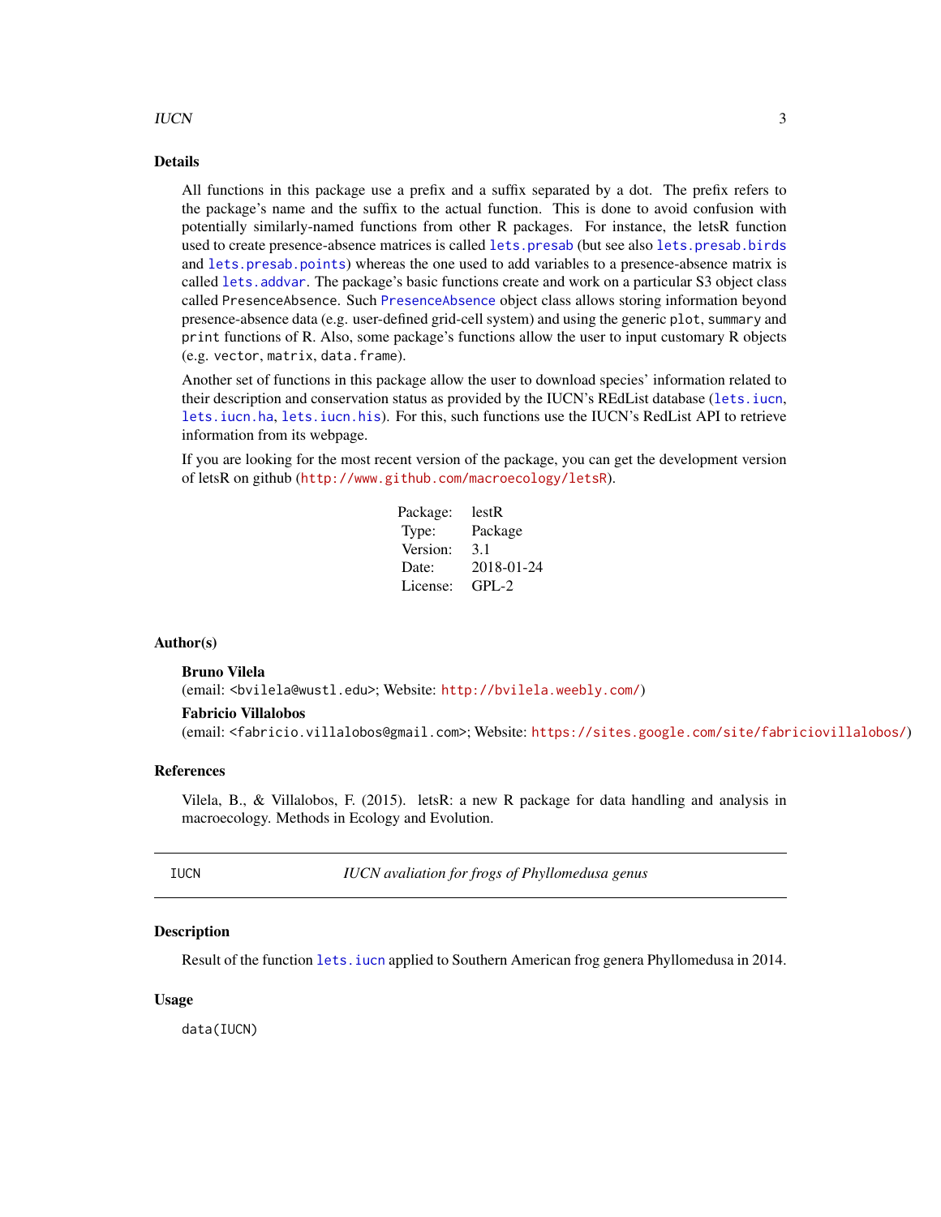## Details

All functions in this package use a prefix and a suffix separated by a dot. The prefix refers to the package's name and the suffix to the actual function. This is done to avoid confusion with potentially similarly-named functions from other R packages. For instance, the letsR function used to create presence-absence matrices is called `lets.presab` (but see also `lets.presab.birds` and `lets.presab.points`) whereas the one used to add variables to a presence-absence matrix is called `lets.addvar`. The package's basic functions create and work on a particular S3 object class called `PresenceAbsence`. Such `PresenceAbsence` object class allows storing information beyond presence-absence data (e.g. user-defined grid-cell system) and using the generic `plot`, `summary` and `print` functions of R. Also, some package's functions allow the user to input customary R objects (e.g. `vector`, `matrix`, `data.frame`).

Another set of functions in this package allow the user to download species' information related to their description and conservation status as provided by the IUCN's REdList database (`lets.iucn`, `lets.iucn.ha`, `lets.iucn.his`). For this, such functions use the IUCN's RedList API to retrieve information from its webpage.

If you are looking for the most recent version of the package, you can get the development version of letsR on github (http://www.github.com/macroecology/letsR).

| | |
|---|---|
| Package: | lestR |
| Type: | Package |
| Version: | 3.1 |
| Date: | 2018-01-24 |
| License: | GPL-2 |

## Author(s)

**Bruno Vilela**
(email: <bvilela@wustl.edu>; Website: http://bvilela.weebly.com/)

**Fabricio Villalobos**
(email: <fabricio.villalobos@gmail.com>; Website: https://sites.google.com/site/fabriciovillalobos/)

## References

Vilela, B., & Villalobos, F. (2015). letsR: a new R package for data handling and analysis in macroecology. Methods in Ecology and Evolution.

---

# IUCN — *IUCN avaliation for frogs of Phyllomedusa genus*

## Description

Result of the function `lets.iucn` applied to Southern American frog genera Phyllomedusa in 2014.

## Usage

```
data(IUCN)
```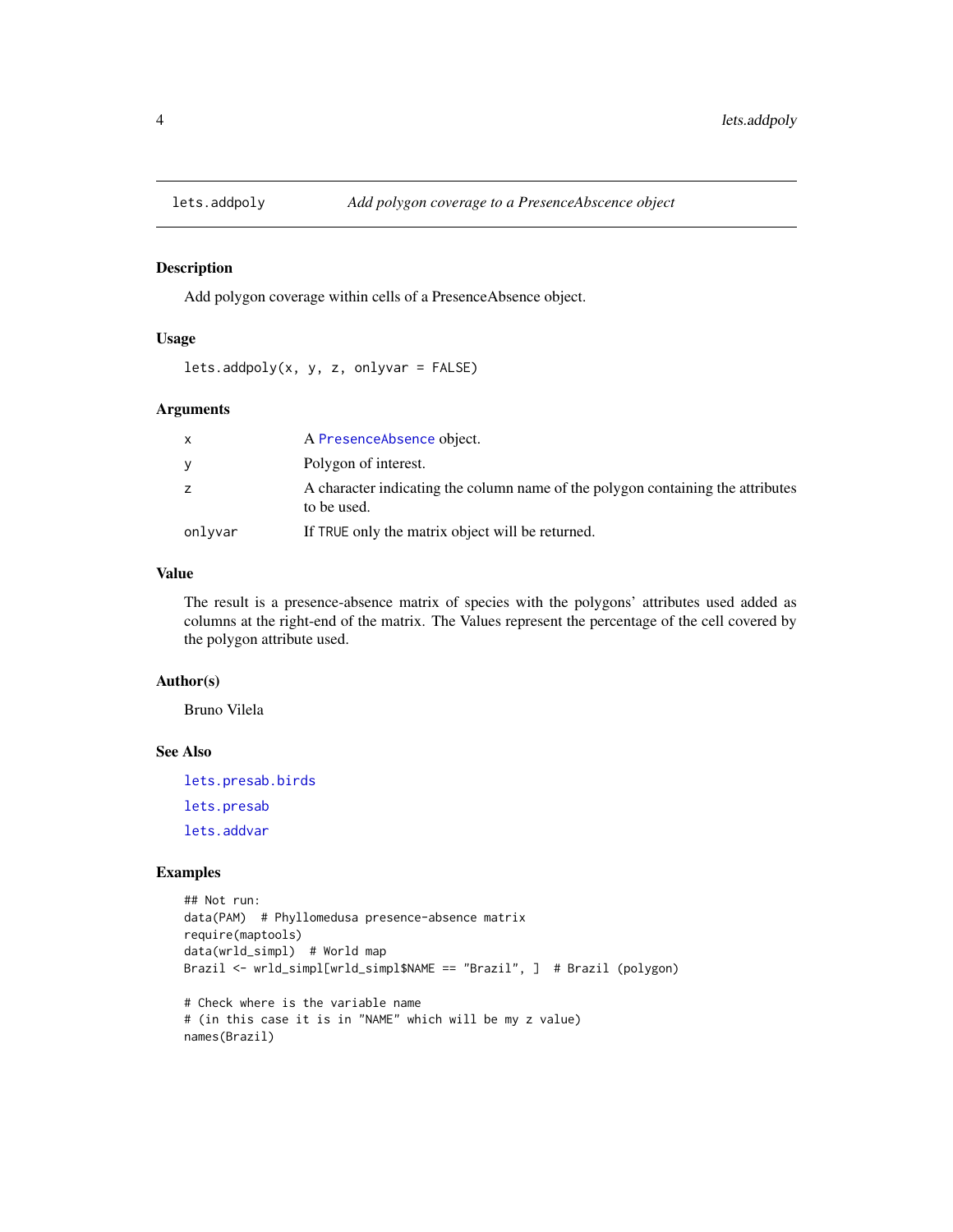## lets.addpoly — *Add polygon coverage to a PresenceAbscence object*

### Description

Add polygon coverage within cells of a PresenceAbsence object.

### Usage

```
lets.addpoly(x, y, z, onlyvar = FALSE)
```

### Arguments

| | |
|---|---|
| `x` | A `PresenceAbsence` object. |
| `y` | Polygon of interest. |
| `z` | A character indicating the column name of the polygon containing the attributes to be used. |
| `onlyvar` | If `TRUE` only the matrix object will be returned. |

### Value

The result is a presence-absence matrix of species with the polygons' attributes used added as columns at the right-end of the matrix. The Values represent the percentage of the cell covered by the polygon attribute used.

### Author(s)

Bruno Vilela

### See Also

`lets.presab.birds`

`lets.presab`

`lets.addvar`

### Examples

```
## Not run:
data(PAM)  # Phyllomedusa presence-absence matrix
require(maptools)
data(wrld_simpl)  # World map
Brazil <- wrld_simpl[wrld_simpl$NAME == "Brazil", ]  # Brazil (polygon)

# Check where is the variable name
# (in this case it is in "NAME" which will be my z value)
names(Brazil)
```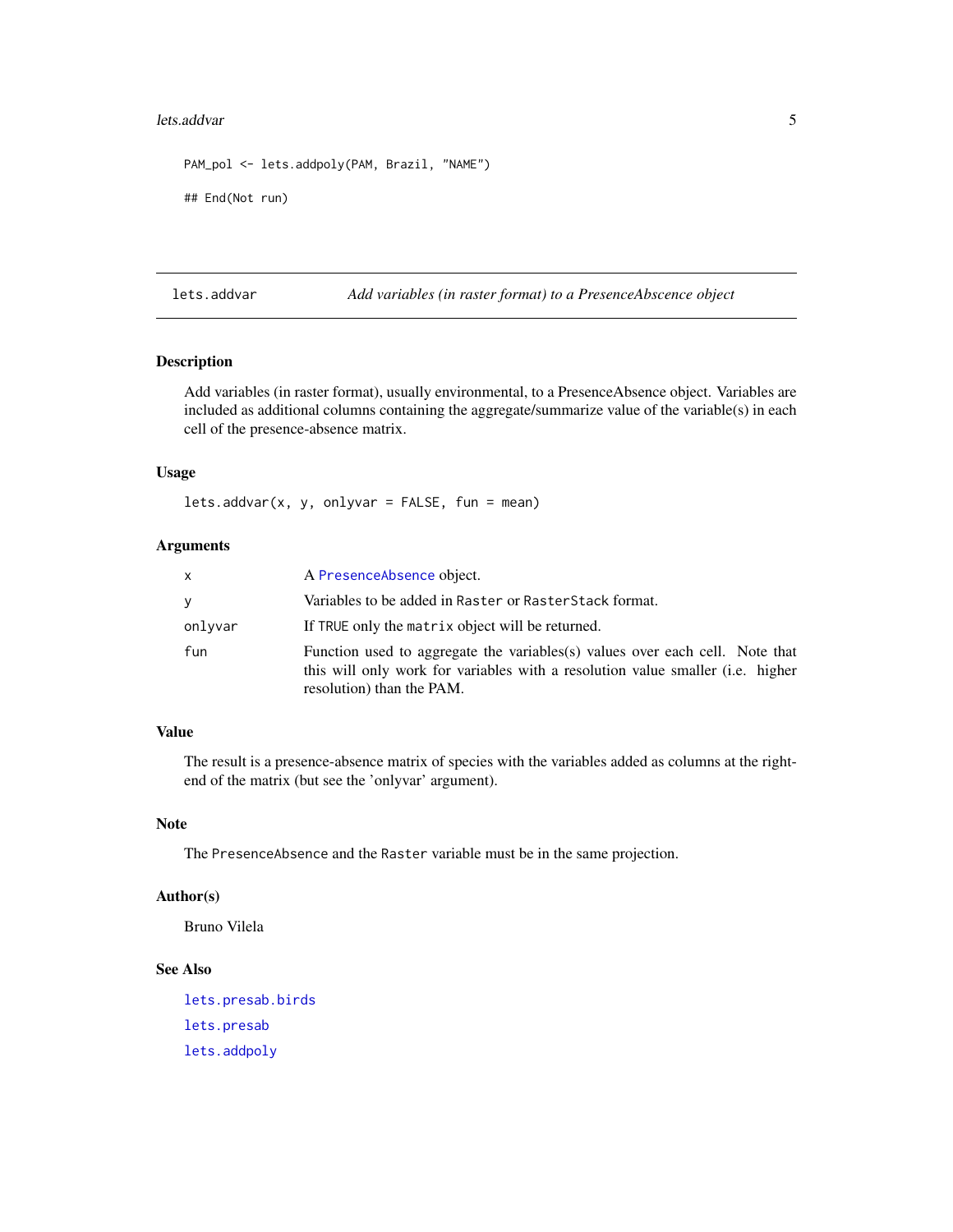```
PAM_pol <- lets.addpoly(PAM, Brazil, "NAME")

## End(Not run)
```

## lets.addvar — *Add variables (in raster format) to a PresenceAbscence object*

### Description

Add variables (in raster format), usually environmental, to a PresenceAbsence object. Variables are included as additional columns containing the aggregate/summarize value of the variable(s) in each cell of the presence-absence matrix.

### Usage

```
lets.addvar(x, y, onlyvar = FALSE, fun = mean)
```

### Arguments

| | |
|---|---|
| x | A `PresenceAbsence` object. |
| y | Variables to be added in `Raster` or `RasterStack` format. |
| onlyvar | If `TRUE` only the `matrix` object will be returned. |
| fun | Function used to aggregate the variables(s) values over each cell. Note that this will only work for variables with a resolution value smaller (i.e. higher resolution) than the PAM. |

### Value

The result is a presence-absence matrix of species with the variables added as columns at the right-end of the matrix (but see the 'onlyvar' argument).

### Note

The `PresenceAbsence` and the `Raster` variable must be in the same projection.

### Author(s)

Bruno Vilela

### See Also

`lets.presab.birds`

`lets.presab`

`lets.addpoly`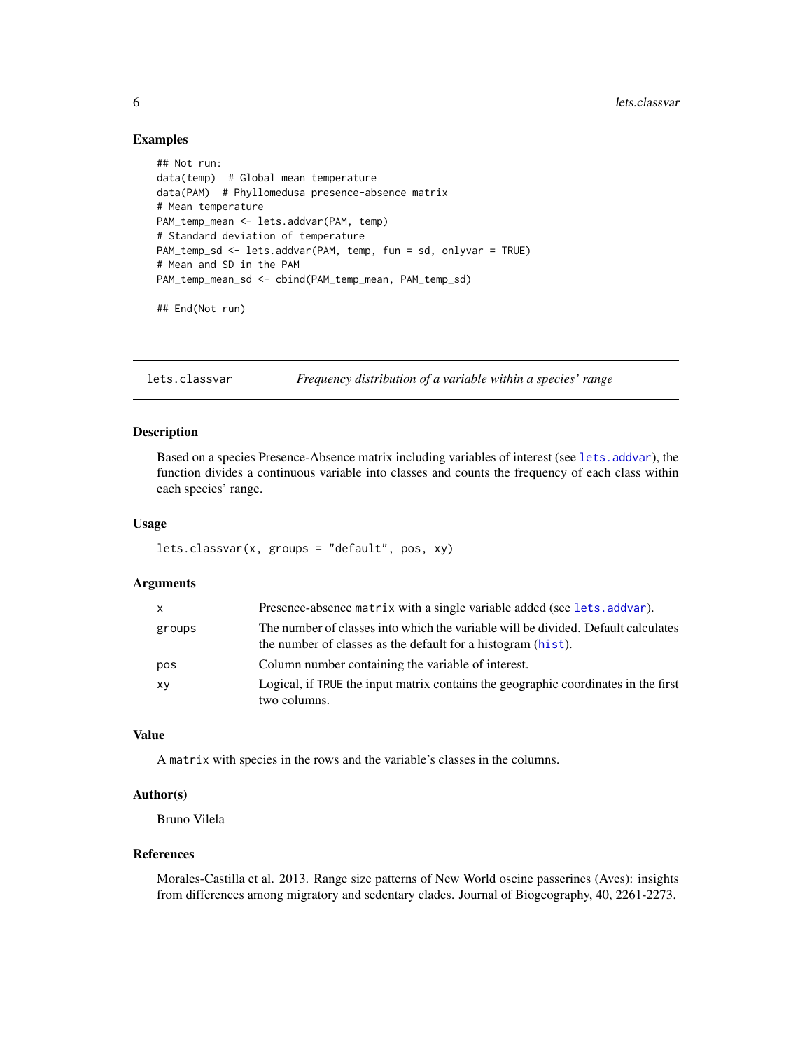## Examples

```
## Not run:
data(temp)  # Global mean temperature
data(PAM)  # Phyllomedusa presence-absence matrix
# Mean temperature
PAM_temp_mean <- lets.addvar(PAM, temp)
# Standard deviation of temperature
PAM_temp_sd <- lets.addvar(PAM, temp, fun = sd, onlyvar = TRUE)
# Mean and SD in the PAM
PAM_temp_mean_sd <- cbind(PAM_temp_mean, PAM_temp_sd)

## End(Not run)
```

---

# lets.classvar — *Frequency distribution of a variable within a species' range*

---

### Description

Based on a species Presence-Absence matrix including variables of interest (see `lets.addvar`), the function divides a continuous variable into classes and counts the frequency of each class within each species' range.

### Usage

```
lets.classvar(x, groups = "default", pos, xy)
```

### Arguments

| | |
|---|---|
| `x` | Presence-absence `matrix` with a single variable added (see `lets.addvar`). |
| `groups` | The number of classes into which the variable will be divided. Default calculates the number of classes as the default for a histogram (`hist`). |
| `pos` | Column number containing the variable of interest. |
| `xy` | Logical, if `TRUE` the input matrix contains the geographic coordinates in the first two columns. |

### Value

A `matrix` with species in the rows and the variable's classes in the columns.

### Author(s)

Bruno Vilela

### References

Morales-Castilla et al. 2013. Range size patterns of New World oscine passerines (Aves): insights from differences among migratory and sedentary clades. Journal of Biogeography, 40, 2261-2273.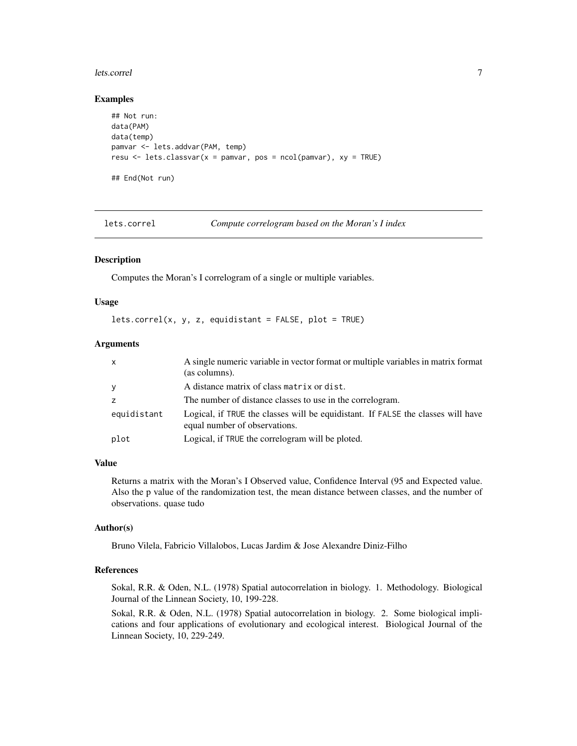### Examples

```
## Not run:
data(PAM)
data(temp)
pamvar <- lets.addvar(PAM, temp)
resu <- lets.classvar(x = pamvar, pos = ncol(pamvar), xy = TRUE)

## End(Not run)
```

---

## lets.correl — *Compute correlogram based on the Moran's I index*

### Description

Computes the Moran's I correlogram of a single or multiple variables.

### Usage

```
lets.correl(x, y, z, equidistant = FALSE, plot = TRUE)
```

### Arguments

| | |
|---|---|
| x | A single numeric variable in vector format or multiple variables in matrix format (as columns). |
| y | A distance matrix of class `matrix` or `dist`. |
| z | The number of distance classes to use in the correlogram. |
| equidistant | Logical, if `TRUE` the classes will be equidistant. If `FALSE` the classes will have equal number of observations. |
| plot | Logical, if `TRUE` the correlogram will be ploted. |

### Value

Returns a matrix with the Moran's I Observed value, Confidence Interval (95 and Expected value. Also the p value of the randomization test, the mean distance between classes, and the number of observations. quase tudo

### Author(s)

Bruno Vilela, Fabricio Villalobos, Lucas Jardim & Jose Alexandre Diniz-Filho

### References

Sokal, R.R. & Oden, N.L. (1978) Spatial autocorrelation in biology. 1. Methodology. Biological Journal of the Linnean Society, 10, 199-228.

Sokal, R.R. & Oden, N.L. (1978) Spatial autocorrelation in biology. 2. Some biological implications and four applications of evolutionary and ecological interest. Biological Journal of the Linnean Society, 10, 229-249.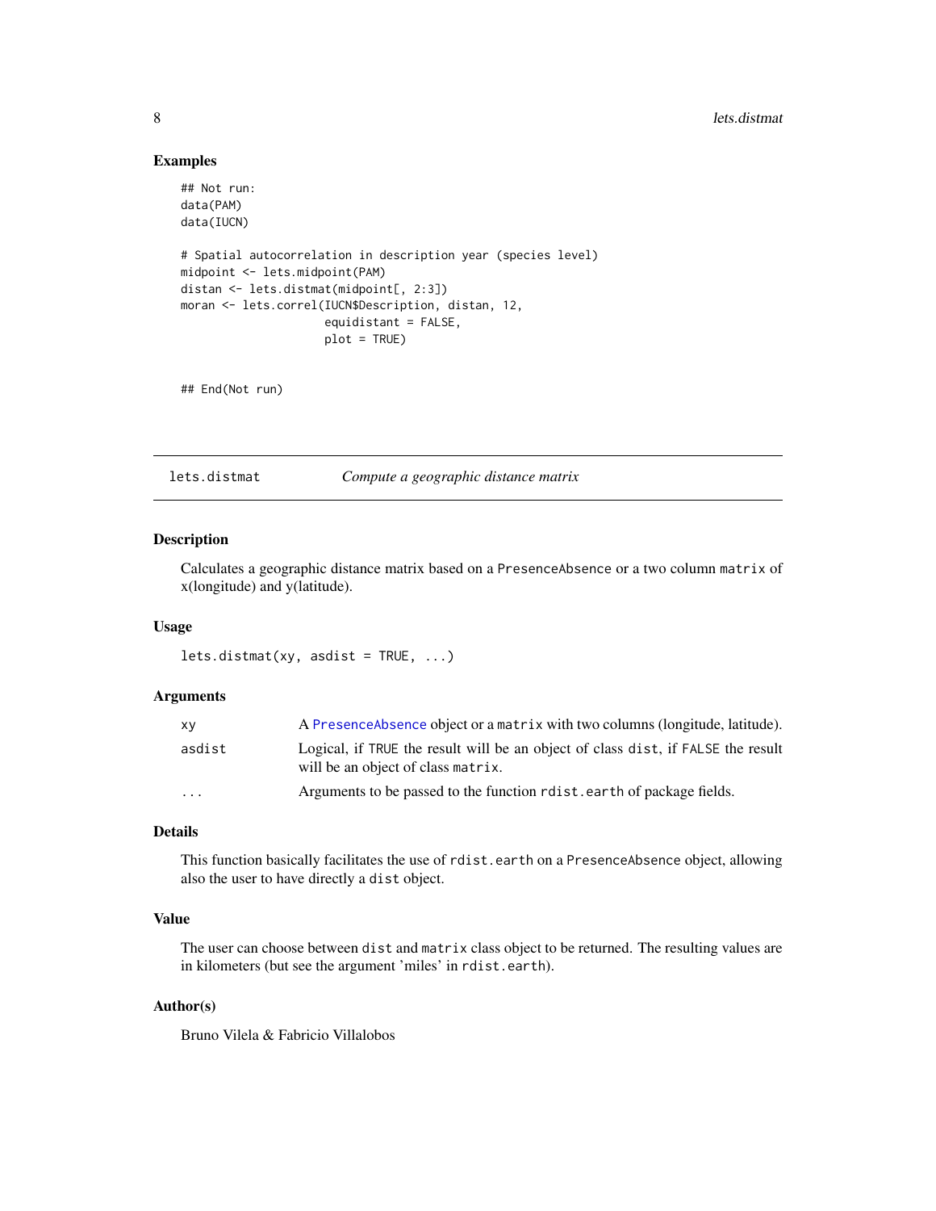## Examples

```
## Not run:
data(PAM)
data(IUCN)

# Spatial autocorrelation in description year (species level)
midpoint <- lets.midpoint(PAM)
distan <- lets.distmat(midpoint[, 2:3])
moran <- lets.correl(IUCN$Description, distan, 12,
                     equidistant = FALSE,
                     plot = TRUE)


## End(Not run)
```

---

# lets.distmat *Compute a geographic distance matrix*

---

### Description

Calculates a geographic distance matrix based on a `PresenceAbsence` or a two column `matrix` of x(longitude) and y(latitude).

### Usage

```
lets.distmat(xy, asdist = TRUE, ...)
```

### Arguments

| | |
|---|---|
| `xy` | A `PresenceAbsence` object or a `matrix` with two columns (longitude, latitude). |
| `asdist` | Logical, if `TRUE` the result will be an object of class `dist`, if `FALSE` the result will be an object of class `matrix`. |
| `...` | Arguments to be passed to the function `rdist.earth` of package fields. |

### Details

This function basically facilitates the use of `rdist.earth` on a `PresenceAbsence` object, allowing also the user to have directly a `dist` object.

### Value

The user can choose between `dist` and `matrix` class object to be returned. The resulting values are in kilometers (but see the argument 'miles' in `rdist.earth`).

### Author(s)

Bruno Vilela & Fabricio Villalobos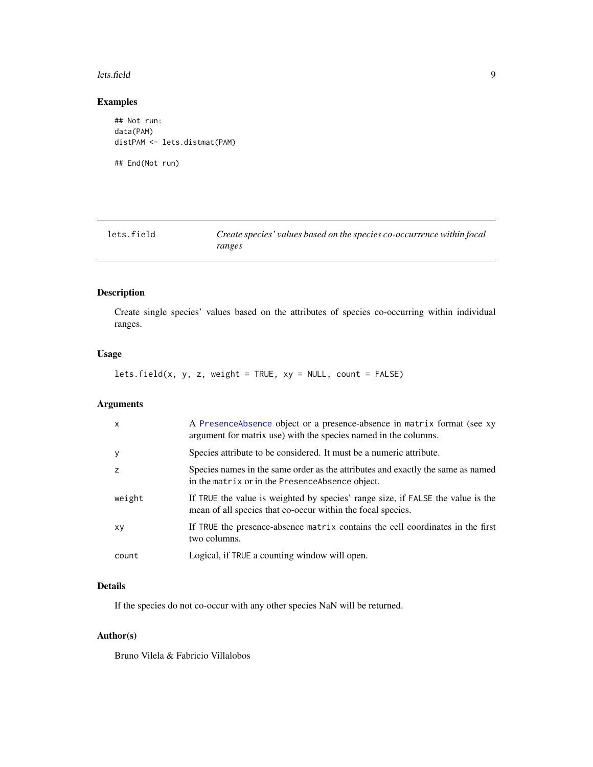## Examples

```
## Not run:
data(PAM)
distPAM <- lets.distmat(PAM)

## End(Not run)
```

---

# lets.field

*Create species' values based on the species co-occurrence within focal ranges*

## Description

Create single species' values based on the attributes of species co-occurring within individual ranges.

## Usage

```
lets.field(x, y, z, weight = TRUE, xy = NULL, count = FALSE)
```

## Arguments

| | |
|---|---|
| x | A PresenceAbsence object or a presence-absence in matrix format (see xy argument for matrix use) with the species named in the columns. |
| y | Species attribute to be considered. It must be a numeric attribute. |
| z | Species names in the same order as the attributes and exactly the same as named in the matrix or in the PresenceAbsence object. |
| weight | If TRUE the value is weighted by species' range size, if FALSE the value is the mean of all species that co-occur within the focal species. |
| xy | If TRUE the presence-absence matrix contains the cell coordinates in the first two columns. |
| count | Logical, if TRUE a counting window will open. |

## Details

If the species do not co-occur with any other species NaN will be returned.

## Author(s)

Bruno Vilela & Fabricio Villalobos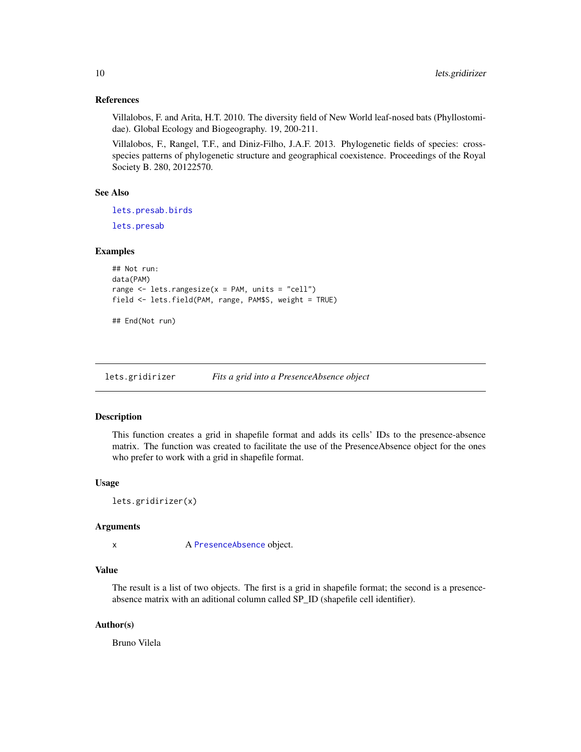### References

Villalobos, F. and Arita, H.T. 2010. The diversity field of New World leaf-nosed bats (Phyllostomidae). Global Ecology and Biogeography. 19, 200-211.

Villalobos, F., Rangel, T.F., and Diniz-Filho, J.A.F. 2013. Phylogenetic fields of species: cross-species patterns of phylogenetic structure and geographical coexistence. Proceedings of the Royal Society B. 280, 20122570.

### See Also

lets.presab.birds

lets.presab

### Examples

```
## Not run:
data(PAM)
range <- lets.rangesize(x = PAM, units = "cell")
field <- lets.field(PAM, range, PAM$S, weight = TRUE)

## End(Not run)
```

---

## lets.gridirizer — *Fits a grid into a PresenceAbsence object*

### Description

This function creates a grid in shapefile format and adds its cells' IDs to the presence-absence matrix. The function was created to facilitate the use of the PresenceAbsence object for the ones who prefer to work with a grid in shapefile format.

### Usage

```
lets.gridirizer(x)
```

### Arguments

| | |
|---|---|
| x | A PresenceAbsence object. |

### Value

The result is a list of two objects. The first is a grid in shapefile format; the second is a presence-absence matrix with an aditional column called SP_ID (shapefile cell identifier).

### Author(s)

Bruno Vilela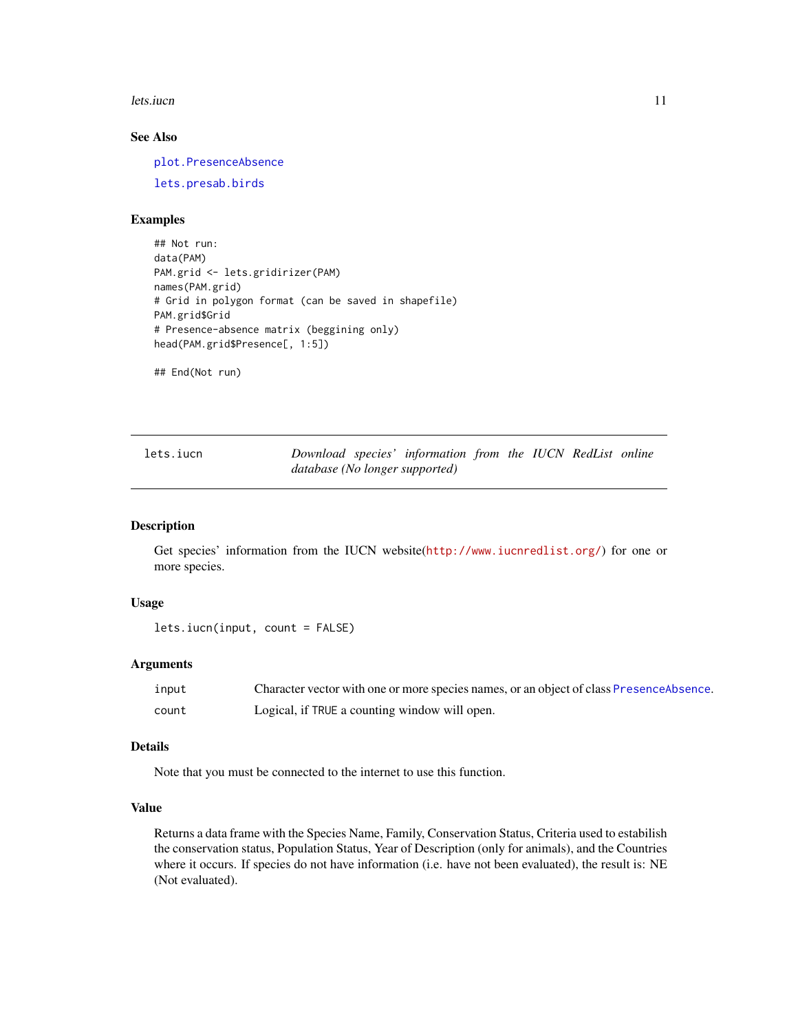### See Also

plot.PresenceAbsence

lets.presab.birds

### Examples

```
## Not run:
data(PAM)
PAM.grid <- lets.gridirizer(PAM)
names(PAM.grid)
# Grid in polygon format (can be saved in shapefile)
PAM.grid$Grid
# Presence-absence matrix (beggining only)
head(PAM.grid$Presence[, 1:5])

## End(Not run)
```

---

## lets.iucn — *Download species' information from the IUCN RedList online database (No longer supported)*

---

### Description

Get species' information from the IUCN website(http://www.iucnredlist.org/) for one or more species.

### Usage

```
lets.iucn(input, count = FALSE)
```

### Arguments

| | |
|---|---|
| `input` | Character vector with one or more species names, or an object of class PresenceAbsence. |
| `count` | Logical, if TRUE a counting window will open. |

### Details

Note that you must be connected to the internet to use this function.

### Value

Returns a data frame with the Species Name, Family, Conservation Status, Criteria used to estabilish the conservation status, Population Status, Year of Description (only for animals), and the Countries where it occurs. If species do not have information (i.e. have not been evaluated), the result is: NE (Not evaluated).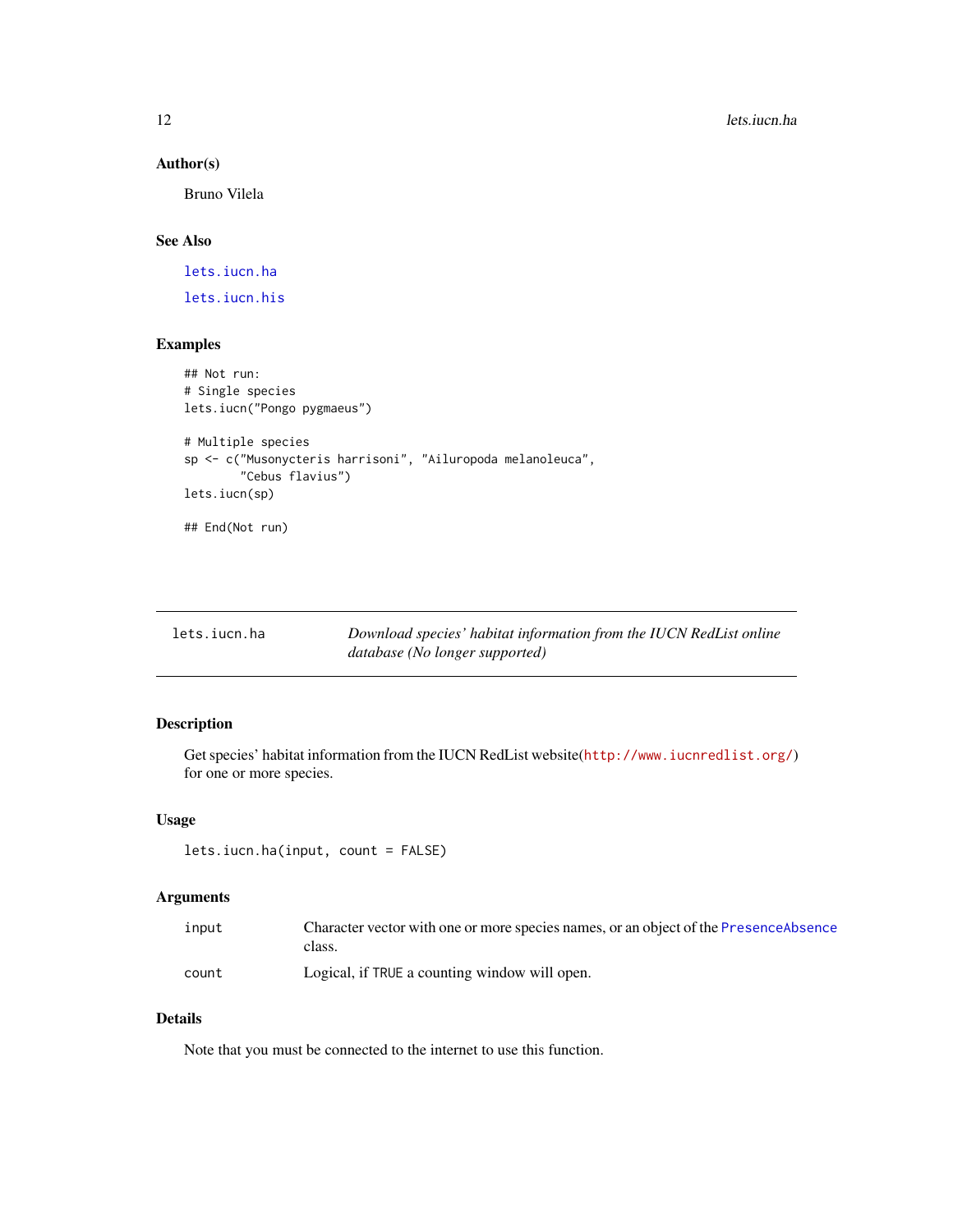### Author(s)

Bruno Vilela

### See Also

lets.iucn.ha

lets.iucn.his

### Examples

```
## Not run:
# Single species
lets.iucn("Pongo pygmaeus")

# Multiple species
sp <- c("Musonycteris harrisoni", "Ailuropoda melanoleuca",
        "Cebus flavius")
lets.iucn(sp)

## End(Not run)
```

---

## lets.iucn.ha — *Download species' habitat information from the IUCN RedList online database (No longer supported)*

---

### Description

Get species' habitat information from the IUCN RedList website(http://www.iucnredlist.org/) for one or more species.

### Usage

```
lets.iucn.ha(input, count = FALSE)
```

### Arguments

| | |
|---|---|
| input | Character vector with one or more species names, or an object of the PresenceAbsence class. |
| count | Logical, if TRUE a counting window will open. |

### Details

Note that you must be connected to the internet to use this function.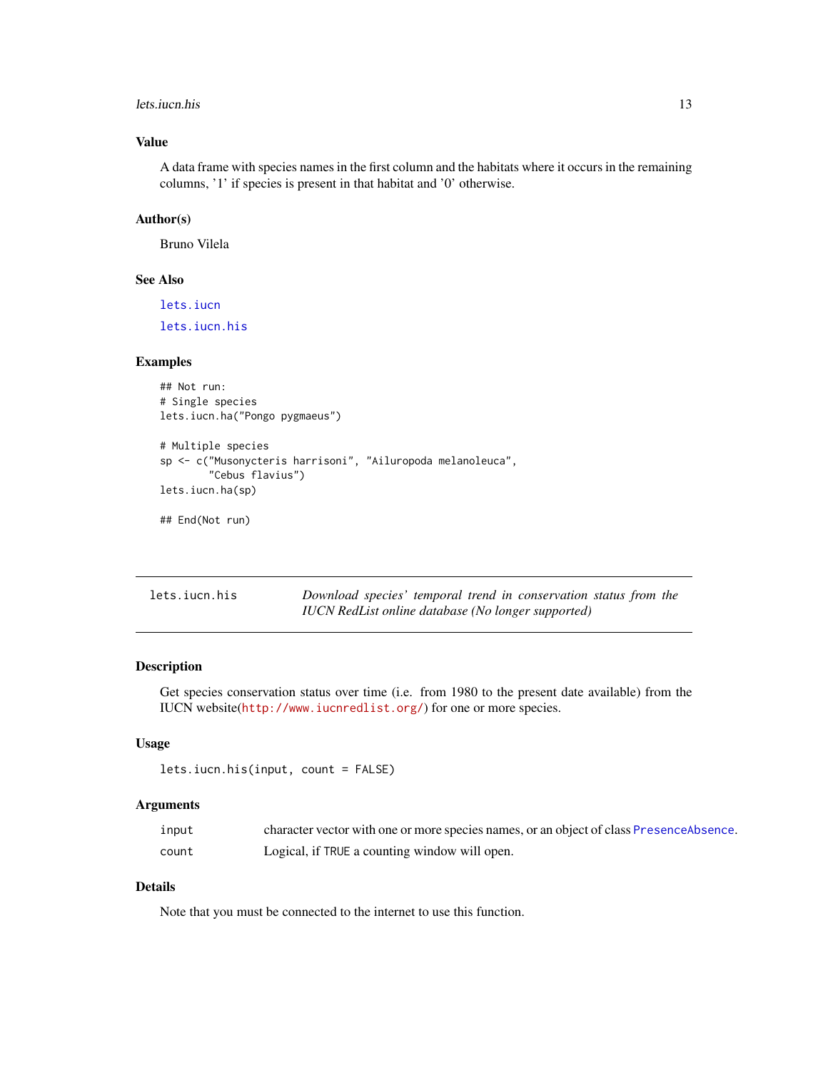### Value

A data frame with species names in the first column and the habitats where it occurs in the remaining columns, '1' if species is present in that habitat and '0' otherwise.

### Author(s)

Bruno Vilela

### See Also

lets.iucn

lets.iucn.his

### Examples

```
## Not run:
# Single species
lets.iucn.ha("Pongo pygmaeus")

# Multiple species
sp <- c("Musonycteris harrisoni", "Ailuropoda melanoleuca",
        "Cebus flavius")
lets.iucn.ha(sp)

## End(Not run)
```

---

## lets.iucn.his — *Download species' temporal trend in conservation status from the IUCN RedList online database (No longer supported)*

---

### Description

Get species conservation status over time (i.e. from 1980 to the present date available) from the IUCN website(http://www.iucnredlist.org/) for one or more species.

### Usage

```
lets.iucn.his(input, count = FALSE)
```

### Arguments

| | |
|---|---|
| `input` | character vector with one or more species names, or an object of class PresenceAbsence. |
| `count` | Logical, if TRUE a counting window will open. |

### Details

Note that you must be connected to the internet to use this function.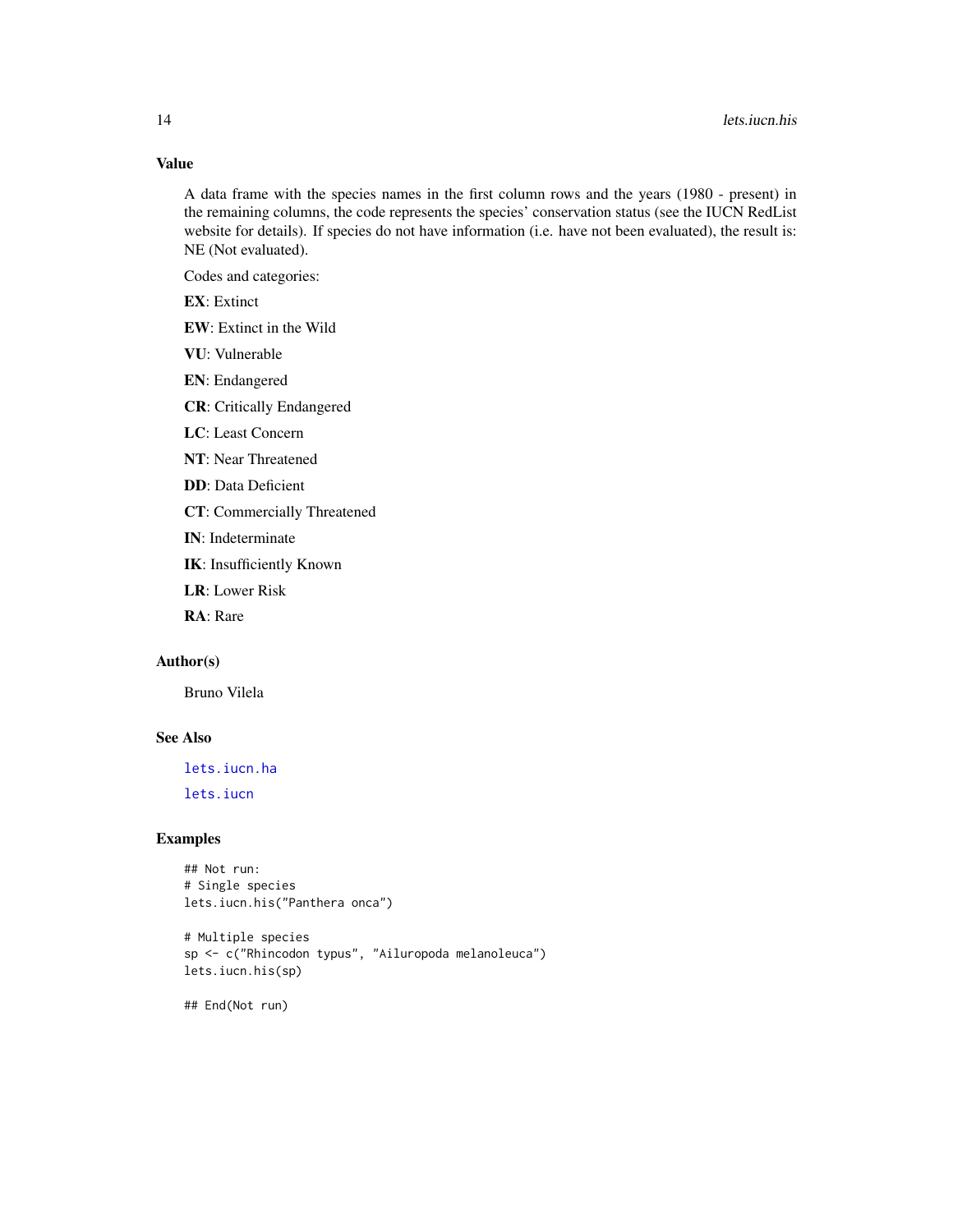## Value

A data frame with the species names in the first column rows and the years (1980 - present) in the remaining columns, the code represents the species' conservation status (see the IUCN RedList website for details). If species do not have information (i.e. have not been evaluated), the result is: NE (Not evaluated).

Codes and categories:

**EX**: Extinct

**EW**: Extinct in the Wild

**VU**: Vulnerable

**EN**: Endangered

**CR**: Critically Endangered

**LC**: Least Concern

**NT**: Near Threatened

**DD**: Data Deficient

**CT**: Commercially Threatened

**IN**: Indeterminate

**IK**: Insufficiently Known

**LR**: Lower Risk

**RA**: Rare

## Author(s)

Bruno Vilela

## See Also

`lets.iucn.ha`

`lets.iucn`

## Examples

```
## Not run:
# Single species
lets.iucn.his("Panthera onca")

# Multiple species
sp <- c("Rhincodon typus", "Ailuropoda melanoleuca")
lets.iucn.his(sp)

## End(Not run)
```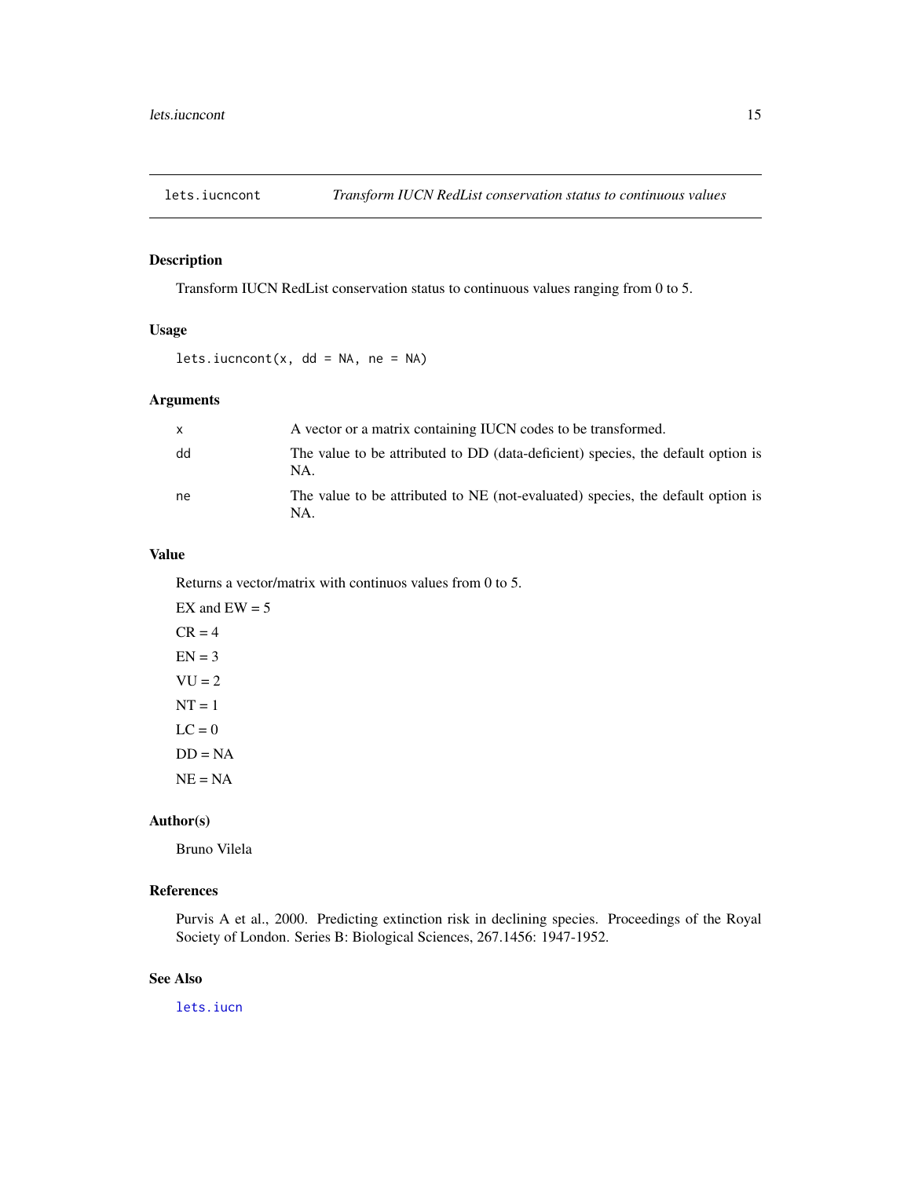## lets.iucncont — *Transform IUCN RedList conservation status to continuous values*

### Description

Transform IUCN RedList conservation status to continuous values ranging from 0 to 5.

### Usage

```
lets.iucncont(x, dd = NA, ne = NA)
```

### Arguments

| | |
|---|---|
| `x` | A vector or a matrix containing IUCN codes to be transformed. |
| `dd` | The value to be attributed to DD (data-deficient) species, the default option is NA. |
| `ne` | The value to be attributed to NE (not-evaluated) species, the default option is NA. |

### Value

Returns a vector/matrix with continuos values from 0 to 5.

EX and EW = 5

CR = 4

EN = 3

VU = 2

NT = 1

LC = 0

DD = NA

NE = NA

### Author(s)

Bruno Vilela

### References

Purvis A et al., 2000. Predicting extinction risk in declining species. Proceedings of the Royal Society of London. Series B: Biological Sciences, 267.1456: 1947-1952.

### See Also

`lets.iucn`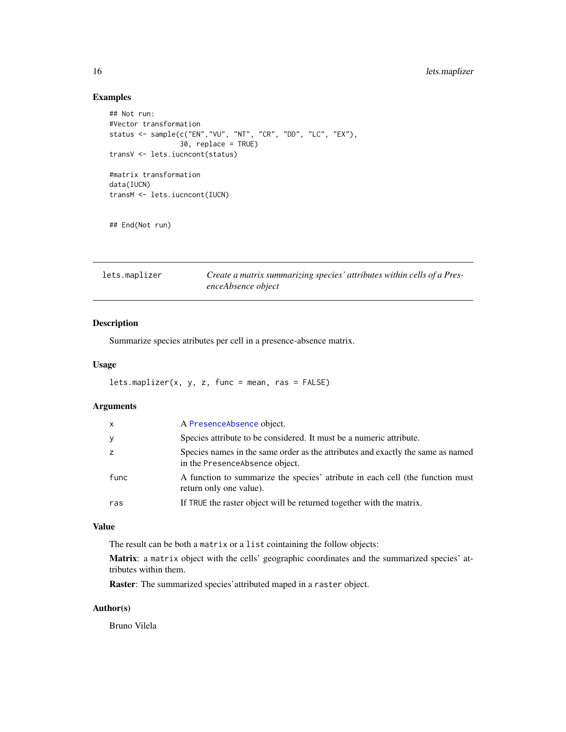### Examples

```
## Not run:
#Vector transformation
status <- sample(c("EN","VU", "NT", "CR", "DD", "LC", "EX"),
                 30, replace = TRUE)
transV <- lets.iucncont(status)

#matrix transformation
data(IUCN)
transM <- lets.iucncont(IUCN)


## End(Not run)
```

---

## lets.maplizer — *Create a matrix summarizing species' attributes within cells of a PresenceAbsence object*

### Description

Summarize species atributes per cell in a presence-absence matrix.

### Usage

```
lets.maplizer(x, y, z, func = mean, ras = FALSE)
```

### Arguments

| | |
|---|---|
| x | A PresenceAbsence object. |
| y | Species attribute to be considered. It must be a numeric attribute. |
| z | Species names in the same order as the attributes and exactly the same as named in the PresenceAbsence object. |
| func | A function to summarize the species' atribute in each cell (the function must return only one value). |
| ras | If TRUE the raster object will be returned together with the matrix. |

### Value

The result can be both a `matrix` or a `list` cointaining the follow objects:

**Matrix**: a `matrix` object with the cells' geographic coordinates and the summarized species' attributes within them.

**Raster**: The summarized species'attributed maped in a `raster` object.

### Author(s)

Bruno Vilela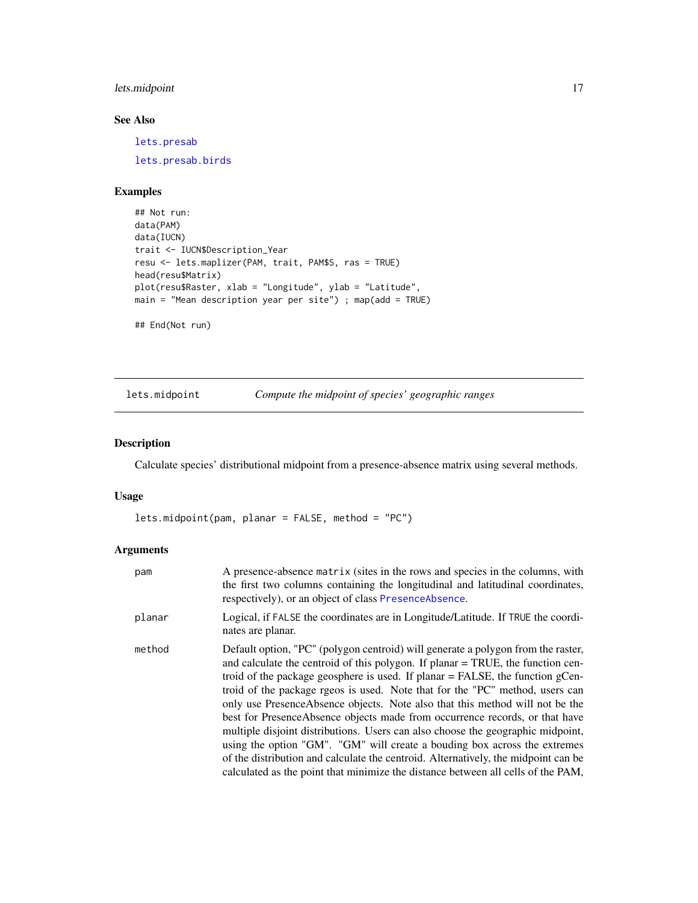### See Also

lets.presab

lets.presab.birds

### Examples

```
## Not run:
data(PAM)
data(IUCN)
trait <- IUCN$Description_Year
resu <- lets.maplizer(PAM, trait, PAM$S, ras = TRUE)
head(resu$Matrix)
plot(resu$Raster, xlab = "Longitude", ylab = "Latitude",
main = "Mean description year per site") ; map(add = TRUE)

## End(Not run)
```

---

## lets.midpoint    *Compute the midpoint of species' geographic ranges*

---

### Description

Calculate species' distributional midpoint from a presence-absence matrix using several methods.

### Usage

```
lets.midpoint(pam, planar = FALSE, method = "PC")
```

### Arguments

| | |
|---|---|
| pam | A presence-absence `matrix` (sites in the rows and species in the columns, with the first two columns containing the longitudinal and latitudinal coordinates, respectively), or an object of class PresenceAbsence. |
| planar | Logical, if `FALSE` the coordinates are in Longitude/Latitude. If `TRUE` the coordinates are planar. |
| method | Default option, "PC" (polygon centroid) will generate a polygon from the raster, and calculate the centroid of this polygon. If planar = TRUE, the function centroid of the package geosphere is used. If planar = FALSE, the function gCentroid of the package rgeos is used. Note that for the "PC" method, users can only use PresenceAbsence objects. Note also that this method will not be the best for PresenceAbsence objects made from occurrence records, or that have multiple disjoint distributions. Users can also choose the geographic midpoint, using the option "GM". "GM" will create a bouding box across the extremes of the distribution and calculate the centroid. Alternatively, the midpoint can be calculated as the point that minimize the distance between all cells of the PAM, |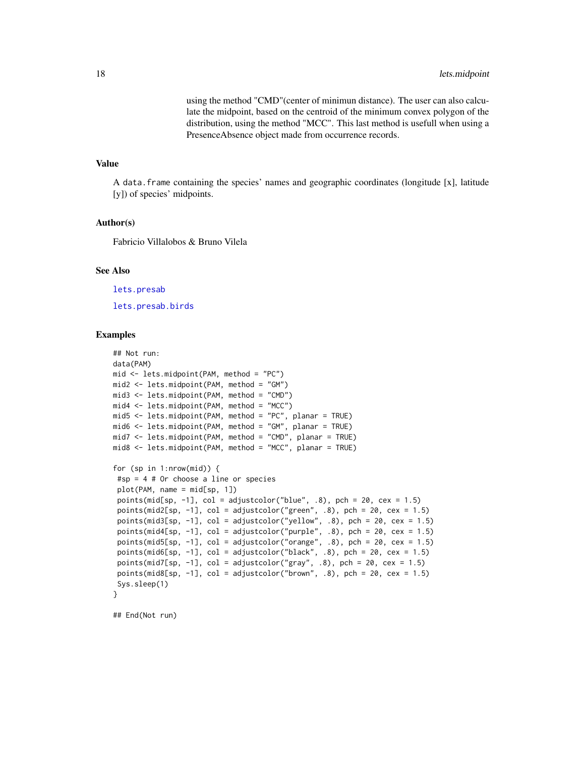using the method "CMD"(center of minimun distance). The user can also calculate the midpoint, based on the centroid of the minimum convex polygon of the distribution, using the method "MCC". This last method is usefull when using a PresenceAbsence object made from occurrence records.

## Value

A data.frame containing the species' names and geographic coordinates (longitude [x], latitude [y]) of species' midpoints.

## Author(s)

Fabricio Villalobos & Bruno Vilela

## See Also

lets.presab

lets.presab.birds

## Examples

```
## Not run:
data(PAM)
mid <- lets.midpoint(PAM, method = "PC")
mid2 <- lets.midpoint(PAM, method = "GM")
mid3 <- lets.midpoint(PAM, method = "CMD")
mid4 <- lets.midpoint(PAM, method = "MCC")
mid5 <- lets.midpoint(PAM, method = "PC", planar = TRUE)
mid6 <- lets.midpoint(PAM, method = "GM", planar = TRUE)
mid7 <- lets.midpoint(PAM, method = "CMD", planar = TRUE)
mid8 <- lets.midpoint(PAM, method = "MCC", planar = TRUE)

for (sp in 1:nrow(mid)) {
 #sp = 4 # Or choose a line or species
 plot(PAM, name = mid[sp, 1])
 points(mid[sp, -1], col = adjustcolor("blue", .8), pch = 20, cex = 1.5)
 points(mid2[sp, -1], col = adjustcolor("green", .8), pch = 20, cex = 1.5)
 points(mid3[sp, -1], col = adjustcolor("yellow", .8), pch = 20, cex = 1.5)
 points(mid4[sp, -1], col = adjustcolor("purple", .8), pch = 20, cex = 1.5)
 points(mid5[sp, -1], col = adjustcolor("orange", .8), pch = 20, cex = 1.5)
 points(mid6[sp, -1], col = adjustcolor("black", .8), pch = 20, cex = 1.5)
 points(mid7[sp, -1], col = adjustcolor("gray", .8), pch = 20, cex = 1.5)
 points(mid8[sp, -1], col = adjustcolor("brown", .8), pch = 20, cex = 1.5)
 Sys.sleep(1)
}

## End(Not run)
```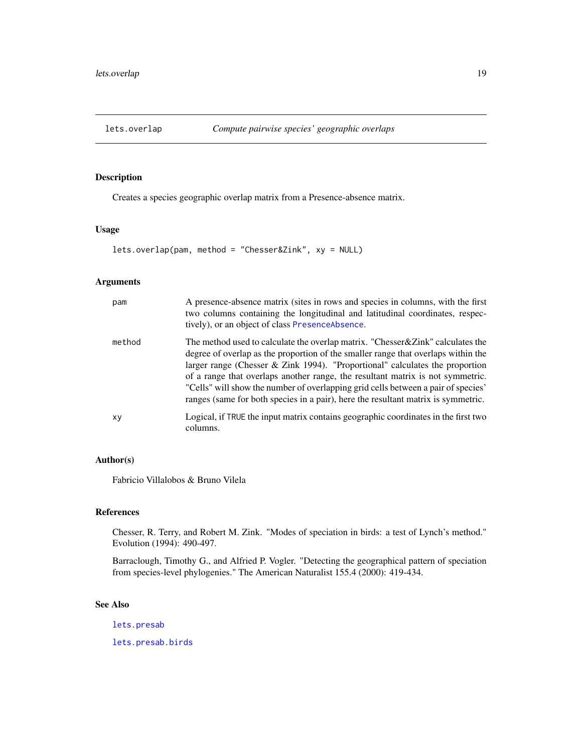# lets.overlap *Compute pairwise species' geographic overlaps*

## Description

Creates a species geographic overlap matrix from a Presence-absence matrix.

## Usage

```
lets.overlap(pam, method = "Chesser&Zink", xy = NULL)
```

## Arguments

| | |
|---|---|
| `pam` | A presence-absence matrix (sites in rows and species in columns, with the first two columns containing the longitudinal and latitudinal coordinates, respectively), or an object of class `PresenceAbsence`. |
| `method` | The method used to calculate the overlap matrix. "Chesser&Zink" calculates the degree of overlap as the proportion of the smaller range that overlaps within the larger range (Chesser & Zink 1994). "Proportional" calculates the proportion of a range that overlaps another range, the resultant matrix is not symmetric. "Cells" will show the number of overlapping grid cells between a pair of species' ranges (same for both species in a pair), here the resultant matrix is symmetric. |
| `xy` | Logical, if `TRUE` the input matrix contains geographic coordinates in the first two columns. |

## Author(s)

Fabricio Villalobos & Bruno Vilela

## References

Chesser, R. Terry, and Robert M. Zink. "Modes of speciation in birds: a test of Lynch's method." Evolution (1994): 490-497.

Barraclough, Timothy G., and Alfried P. Vogler. "Detecting the geographical pattern of speciation from species-level phylogenies." The American Naturalist 155.4 (2000): 419-434.

## See Also

`lets.presab`

`lets.presab.birds`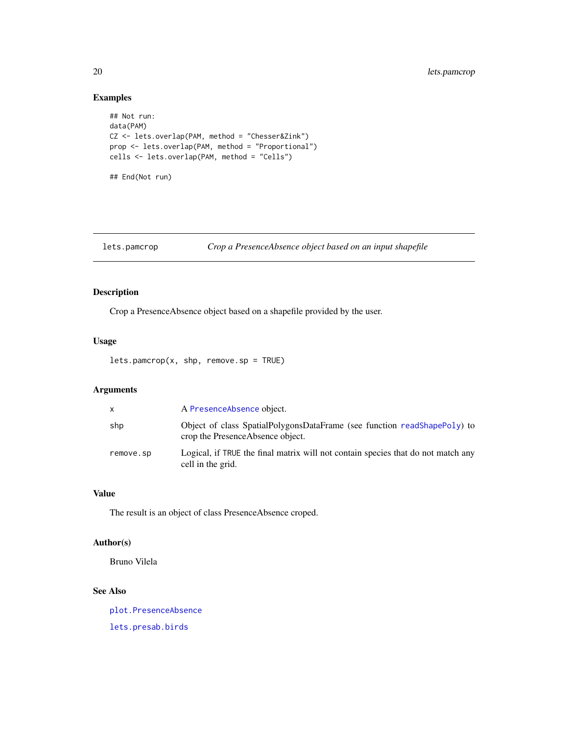## Examples

```
## Not run:
data(PAM)
CZ <- lets.overlap(PAM, method = "Chesser&Zink")
prop <- lets.overlap(PAM, method = "Proportional")
cells <- lets.overlap(PAM, method = "Cells")

## End(Not run)
```

---

# lets.pamcrop — *Crop a PresenceAbsence object based on an input shapefile*

---

## Description

Crop a PresenceAbsence object based on a shapefile provided by the user.

## Usage

```
lets.pamcrop(x, shp, remove.sp = TRUE)
```

## Arguments

| | |
|---|---|
| `x` | A `PresenceAbsence` object. |
| `shp` | Object of class SpatialPolygonsDataFrame (see function `readShapePoly`) to crop the PresenceAbsence object. |
| `remove.sp` | Logical, if `TRUE` the final matrix will not contain species that do not match any cell in the grid. |

## Value

The result is an object of class PresenceAbsence croped.

## Author(s)

Bruno Vilela

## See Also

`plot.PresenceAbsence`

`lets.presab.birds`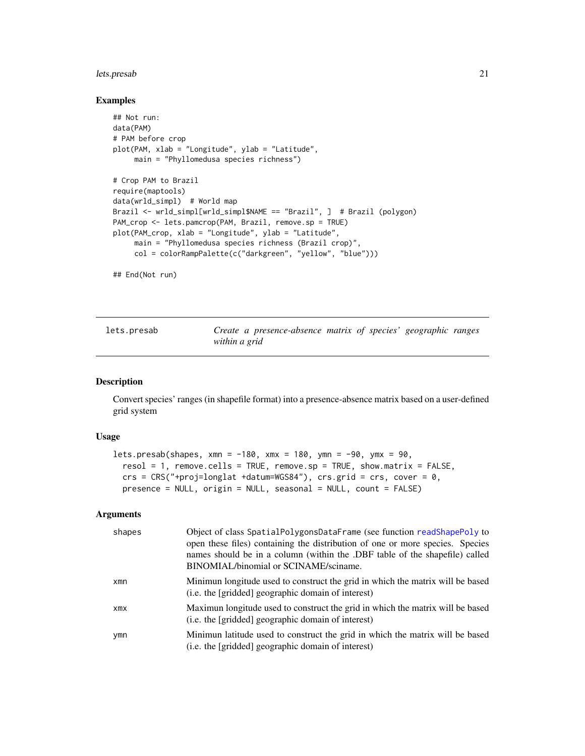## Examples

```
## Not run:
data(PAM)
# PAM before crop
plot(PAM, xlab = "Longitude", ylab = "Latitude",
     main = "Phyllomedusa species richness")

# Crop PAM to Brazil
require(maptools)
data(wrld_simpl)  # World map
Brazil <- wrld_simpl[wrld_simpl$NAME == "Brazil", ]  # Brazil (polygon)
PAM_crop <- lets.pamcrop(PAM, Brazil, remove.sp = TRUE)
plot(PAM_crop, xlab = "Longitude", ylab = "Latitude",
     main = "Phyllomedusa species richness (Brazil crop)",
     col = colorRampPalette(c("darkgreen", "yellow", "blue")))

## End(Not run)
```

---

# lets.presab — *Create a presence-absence matrix of species' geographic ranges within a grid*

## Description

Convert species' ranges (in shapefile format) into a presence-absence matrix based on a user-defined grid system

## Usage

```
lets.presab(shapes, xmn = -180, xmx = 180, ymn = -90, ymx = 90,
  resol = 1, remove.cells = TRUE, remove.sp = TRUE, show.matrix = FALSE,
  crs = CRS("+proj=longlat +datum=WGS84"), crs.grid = crs, cover = 0,
  presence = NULL, origin = NULL, seasonal = NULL, count = FALSE)
```

## Arguments

| | |
|---|---|
| `shapes` | Object of class SpatialPolygonsDataFrame (see function readShapePoly to open these files) containing the distribution of one or more species. Species names should be in a column (within the .DBF table of the shapefile) called BINOMIAL/binomial or SCINAME/sciname. |
| `xmn` | Minimun longitude used to construct the grid in which the matrix will be based (i.e. the [gridded] geographic domain of interest) |
| `xmx` | Maximun longitude used to construct the grid in which the matrix will be based (i.e. the [gridded] geographic domain of interest) |
| `ymn` | Minimun latitude used to construct the grid in which the matrix will be based (i.e. the [gridded] geographic domain of interest) |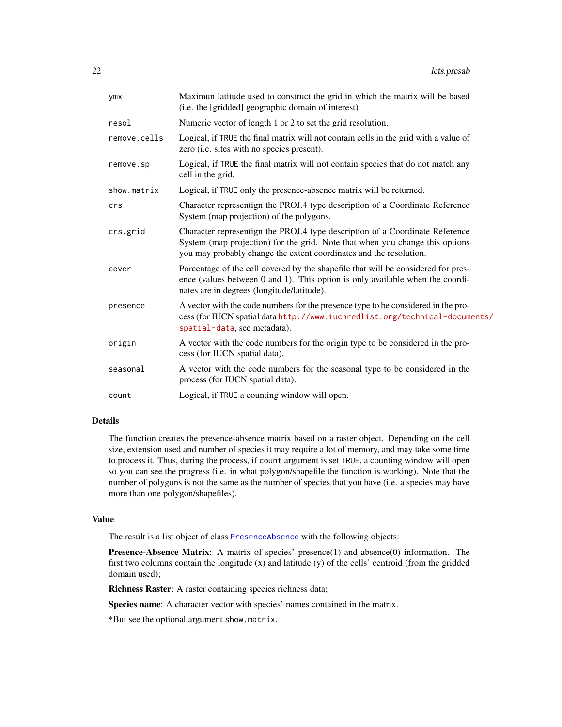| | |
|---|---|
| ymx | Maximun latitude used to construct the grid in which the matrix will be based (i.e. the [gridded] geographic domain of interest) |
| resol | Numeric vector of length 1 or 2 to set the grid resolution. |
| remove.cells | Logical, if TRUE the final matrix will not contain cells in the grid with a value of zero (i.e. sites with no species present). |
| remove.sp | Logical, if TRUE the final matrix will not contain species that do not match any cell in the grid. |
| show.matrix | Logical, if TRUE only the presence-absence matrix will be returned. |
| crs | Character representign the PROJ.4 type description of a Coordinate Reference System (map projection) of the polygons. |
| crs.grid | Character representign the PROJ.4 type description of a Coordinate Reference System (map projection) for the grid. Note that when you change this options you may probably change the extent coordinates and the resolution. |
| cover | Porcentage of the cell covered by the shapefile that will be considered for presence (values between 0 and 1). This option is only available when the coordinates are in degrees (longitude/latitude). |
| presence | A vector with the code numbers for the presence type to be considered in the process (for IUCN spatial data http://www.iucnredlist.org/technical-documents/spatial-data, see metadata). |
| origin | A vector with the code numbers for the origin type to be considered in the process (for IUCN spatial data). |
| seasonal | A vector with the code numbers for the seasonal type to be considered in the process (for IUCN spatial data). |
| count | Logical, if TRUE a counting window will open. |

## Details

The function creates the presence-absence matrix based on a raster object. Depending on the cell size, extension used and number of species it may require a lot of memory, and may take some time to process it. Thus, during the process, if count argument is set TRUE, a counting window will open so you can see the progress (i.e. in what polygon/shapefile the function is working). Note that the number of polygons is not the same as the number of species that you have (i.e. a species may have more than one polygon/shapefiles).

## Value

The result is a list object of class PresenceAbsence with the following objects:

**Presence-Absence Matrix**: A matrix of species' presence(1) and absence(0) information. The first two columns contain the longitude (x) and latitude (y) of the cells' centroid (from the gridded domain used);

**Richness Raster**: A raster containing species richness data;

**Species name**: A character vector with species' names contained in the matrix.

*But see the optional argument show.matrix.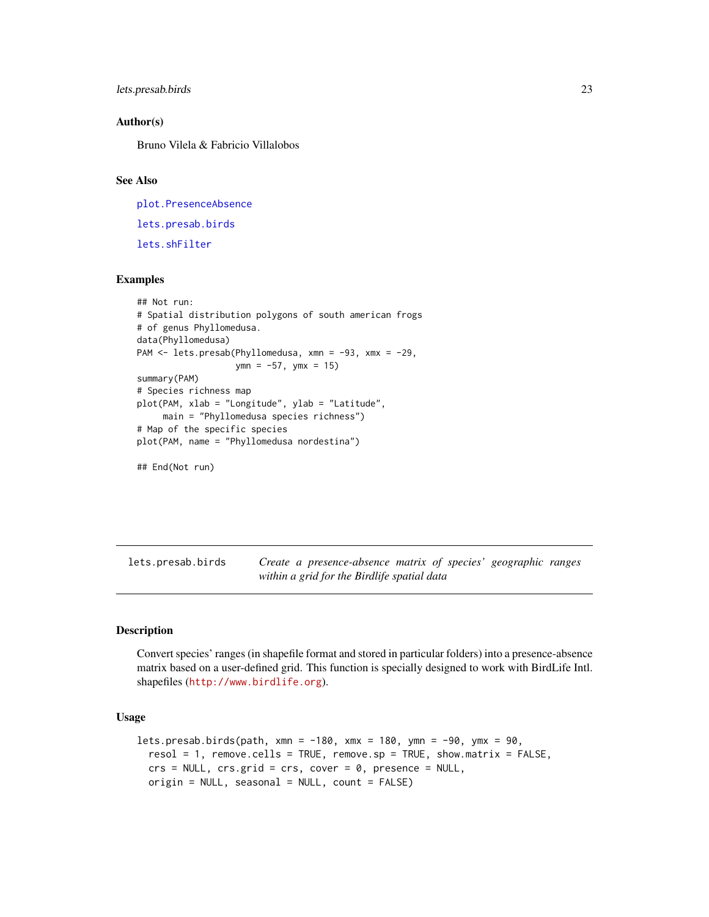### Author(s)

Bruno Vilela & Fabricio Villalobos

### See Also

plot.PresenceAbsence

lets.presab.birds

lets.shFilter

### Examples

```
## Not run:
# Spatial distribution polygons of south american frogs
# of genus Phyllomedusa.
data(Phyllomedusa)
PAM <- lets.presab(Phyllomedusa, xmn = -93, xmx = -29,
                   ymn = -57, ymx = 15)
summary(PAM)
# Species richness map
plot(PAM, xlab = "Longitude", ylab = "Latitude",
     main = "Phyllomedusa species richness")
# Map of the specific species
plot(PAM, name = "Phyllomedusa nordestina")

## End(Not run)
```

---

## lets.presab.birds — *Create a presence-absence matrix of species' geographic ranges within a grid for the Birdlife spatial data*

### Description

Convert species' ranges (in shapefile format and stored in particular folders) into a presence-absence matrix based on a user-defined grid. This function is specially designed to work with BirdLife Intl. shapefiles (http://www.birdlife.org).

### Usage

```
lets.presab.birds(path, xmn = -180, xmx = 180, ymn = -90, ymx = 90,
  resol = 1, remove.cells = TRUE, remove.sp = TRUE, show.matrix = FALSE,
  crs = NULL, crs.grid = crs, cover = 0, presence = NULL,
  origin = NULL, seasonal = NULL, count = FALSE)
```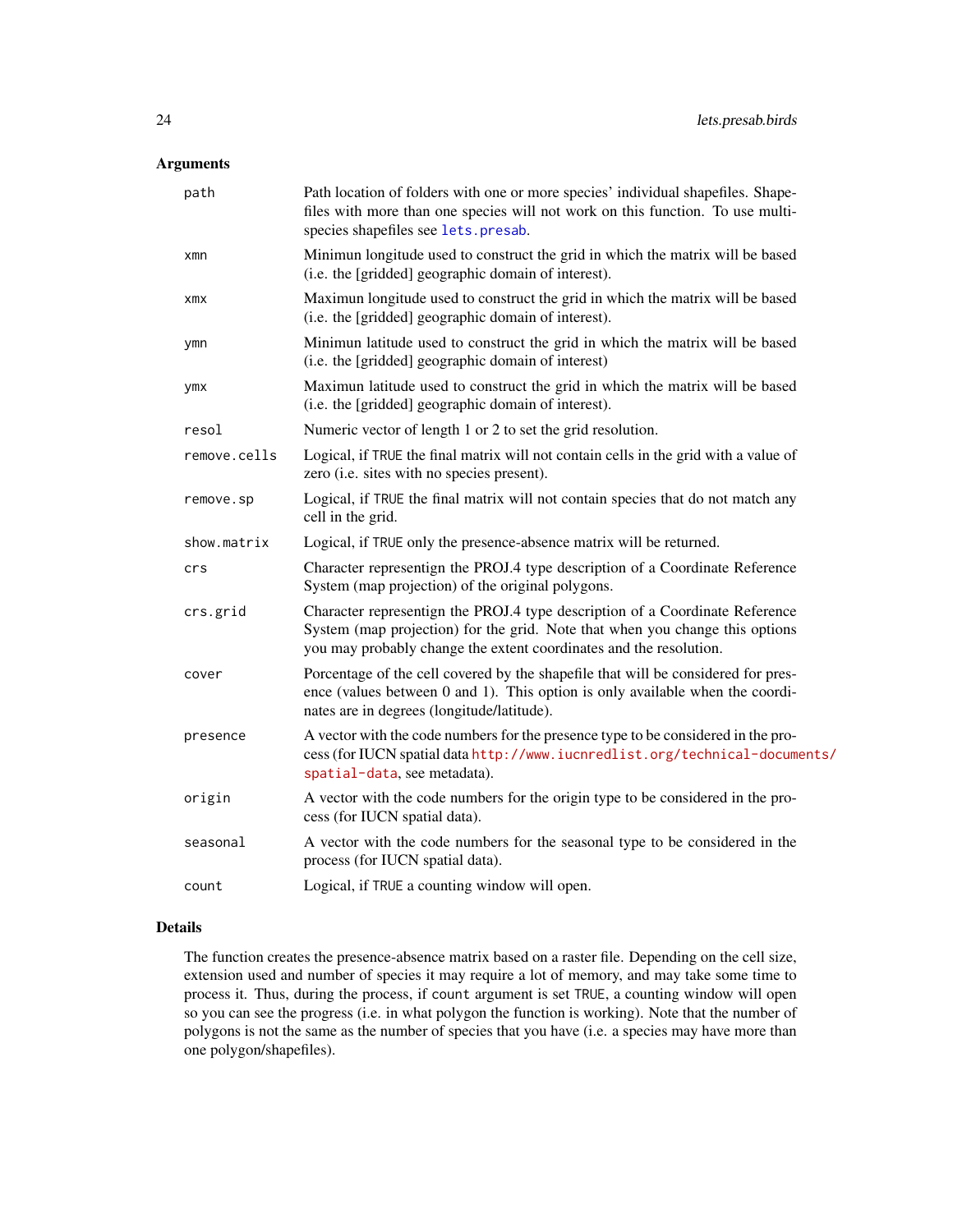## Arguments

| | |
|---|---|
| `path` | Path location of folders with one or more species' individual shapefiles. Shapefiles with more than one species will not work on this function. To use multi-species shapefiles see `lets.presab`. |
| `xmn` | Minimun longitude used to construct the grid in which the matrix will be based (i.e. the [gridded] geographic domain of interest). |
| `xmx` | Maximun longitude used to construct the grid in which the matrix will be based (i.e. the [gridded] geographic domain of interest). |
| `ymn` | Minimun latitude used to construct the grid in which the matrix will be based (i.e. the [gridded] geographic domain of interest) |
| `ymx` | Maximun latitude used to construct the grid in which the matrix will be based (i.e. the [gridded] geographic domain of interest). |
| `resol` | Numeric vector of length 1 or 2 to set the grid resolution. |
| `remove.cells` | Logical, if `TRUE` the final matrix will not contain cells in the grid with a value of zero (i.e. sites with no species present). |
| `remove.sp` | Logical, if `TRUE` the final matrix will not contain species that do not match any cell in the grid. |
| `show.matrix` | Logical, if `TRUE` only the presence-absence matrix will be returned. |
| `crs` | Character representign the PROJ.4 type description of a Coordinate Reference System (map projection) of the original polygons. |
| `crs.grid` | Character representign the PROJ.4 type description of a Coordinate Reference System (map projection) for the grid. Note that when you change this options you may probably change the extent coordinates and the resolution. |
| `cover` | Porcentage of the cell covered by the shapefile that will be considered for presence (values between 0 and 1). This option is only available when the coordinates are in degrees (longitude/latitude). |
| `presence` | A vector with the code numbers for the presence type to be considered in the process (for IUCN spatial data http://www.iucnredlist.org/technical-documents/spatial-data, see metadata). |
| `origin` | A vector with the code numbers for the origin type to be considered in the process (for IUCN spatial data). |
| `seasonal` | A vector with the code numbers for the seasonal type to be considered in the process (for IUCN spatial data). |
| `count` | Logical, if `TRUE` a counting window will open. |

## Details

The function creates the presence-absence matrix based on a raster file. Depending on the cell size, extension used and number of species it may require a lot of memory, and may take some time to process it. Thus, during the process, if `count` argument is set `TRUE`, a counting window will open so you can see the progress (i.e. in what polygon the function is working). Note that the number of polygons is not the same as the number of species that you have (i.e. a species may have more than one polygon/shapefiles).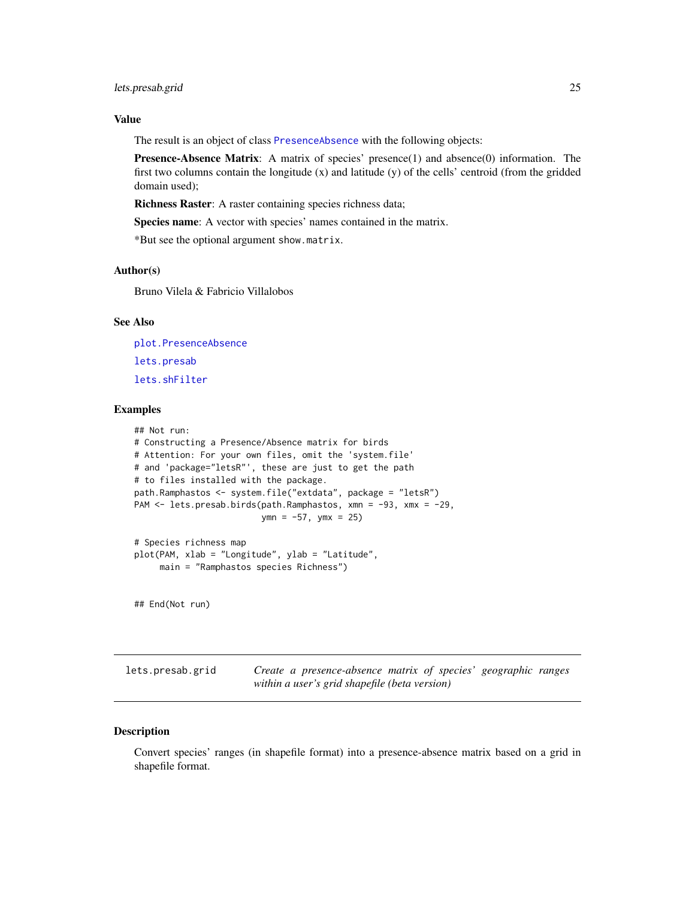### Value

The result is an object of class PresenceAbsence with the following objects:

**Presence-Absence Matrix**: A matrix of species' presence(1) and absence(0) information. The first two columns contain the longitude (x) and latitude (y) of the cells' centroid (from the gridded domain used);

**Richness Raster**: A raster containing species richness data;

**Species name**: A vector with species' names contained in the matrix.

*But see the optional argument `show.matrix`.

### Author(s)

Bruno Vilela & Fabricio Villalobos

### See Also

plot.PresenceAbsence

lets.presab

lets.shFilter

### Examples

```
## Not run:
# Constructing a Presence/Absence matrix for birds
# Attention: For your own files, omit the 'system.file'
# and 'package="letsR"', these are just to get the path
# to files installed with the package.
path.Ramphastos <- system.file("extdata", package = "letsR")
PAM <- lets.presab.birds(path.Ramphastos, xmn = -93, xmx = -29,
                         ymn = -57, ymx = 25)

# Species richness map
plot(PAM, xlab = "Longitude", ylab = "Latitude",
     main = "Ramphastos species Richness")


## End(Not run)
```

---

## lets.presab.grid — *Create a presence-absence matrix of species' geographic ranges within a user's grid shapefile (beta version)*

---

### Description

Convert species' ranges (in shapefile format) into a presence-absence matrix based on a grid in shapefile format.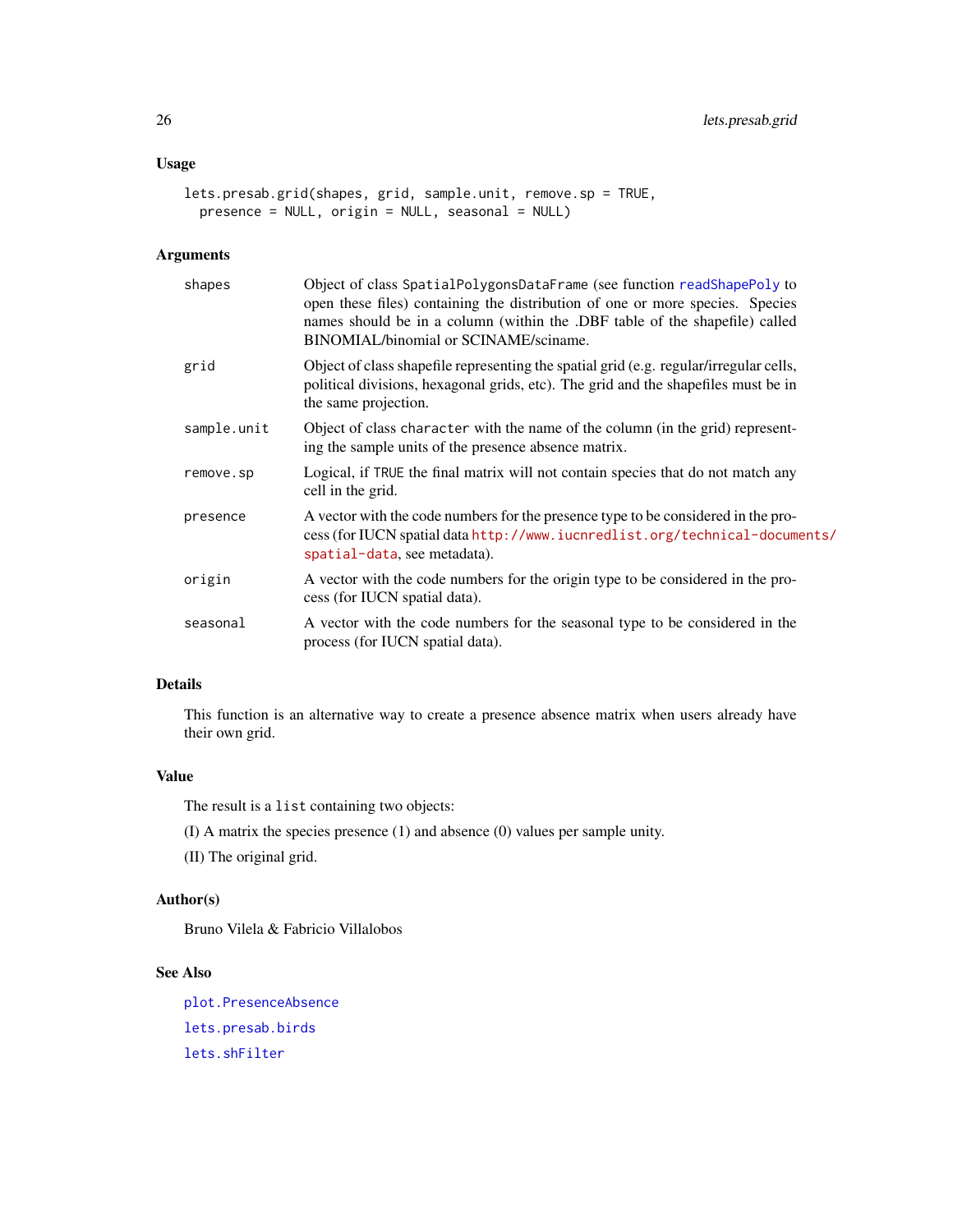## Usage

```
lets.presab.grid(shapes, grid, sample.unit, remove.sp = TRUE,
  presence = NULL, origin = NULL, seasonal = NULL)
```

## Arguments

| | |
|---|---|
| shapes | Object of class SpatialPolygonsDataFrame (see function readShapePoly to open these files) containing the distribution of one or more species. Species names should be in a column (within the .DBF table of the shapefile) called BINOMIAL/binomial or SCINAME/sciname. |
| grid | Object of class shapefile representing the spatial grid (e.g. regular/irregular cells, political divisions, hexagonal grids, etc). The grid and the shapefiles must be in the same projection. |
| sample.unit | Object of class character with the name of the column (in the grid) representing the sample units of the presence absence matrix. |
| remove.sp | Logical, if TRUE the final matrix will not contain species that do not match any cell in the grid. |
| presence | A vector with the code numbers for the presence type to be considered in the process (for IUCN spatial data http://www.iucnredlist.org/technical-documents/spatial-data, see metadata). |
| origin | A vector with the code numbers for the origin type to be considered in the process (for IUCN spatial data). |
| seasonal | A vector with the code numbers for the seasonal type to be considered in the process (for IUCN spatial data). |

## Details

This function is an alternative way to create a presence absence matrix when users already have their own grid.

## Value

The result is a list containing two objects:

(I) A matrix the species presence (1) and absence (0) values per sample unity.

(II) The original grid.

## Author(s)

Bruno Vilela & Fabricio Villalobos

## See Also

plot.PresenceAbsence

lets.presab.birds

lets.shFilter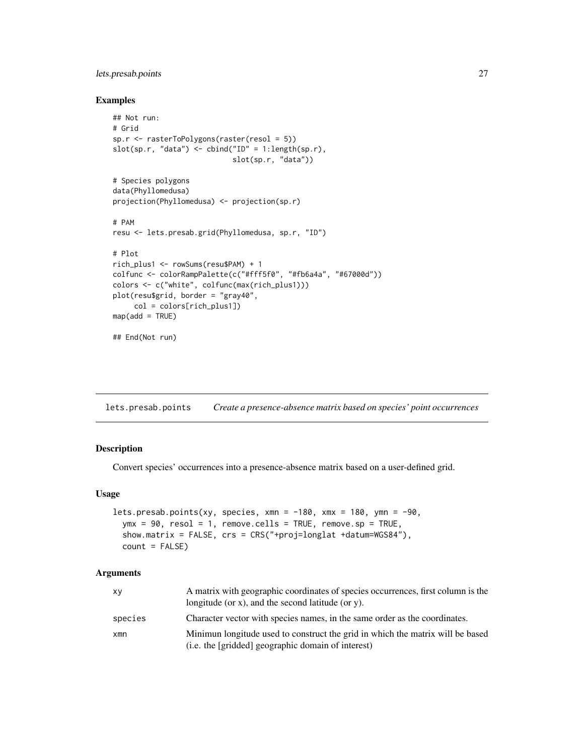## Examples

```
## Not run:
# Grid
sp.r <- rasterToPolygons(raster(resol = 5))
slot(sp.r, "data") <- cbind("ID" = 1:length(sp.r),
                            slot(sp.r, "data"))

# Species polygons
data(Phyllomedusa)
projection(Phyllomedusa) <- projection(sp.r)

# PAM
resu <- lets.presab.grid(Phyllomedusa, sp.r, "ID")

# Plot
rich_plus1 <- rowSums(resu$PAM) + 1
colfunc <- colorRampPalette(c("#fff5f0", "#fb6a4a", "#67000d"))
colors <- c("white", colfunc(max(rich_plus1)))
plot(resu$grid, border = "gray40",
     col = colors[rich_plus1])
map(add = TRUE)

## End(Not run)
```

---

# lets.presab.points    *Create a presence-absence matrix based on species' point occurrences*

## Description

Convert species' occurrences into a presence-absence matrix based on a user-defined grid.

## Usage

```
lets.presab.points(xy, species, xmn = -180, xmx = 180, ymn = -90,
  ymx = 90, resol = 1, remove.cells = TRUE, remove.sp = TRUE,
  show.matrix = FALSE, crs = CRS("+proj=longlat +datum=WGS84"),
  count = FALSE)
```

## Arguments

| | |
|---|---|
| xy | A matrix with geographic coordinates of species occurrences, first column is the longitude (or x), and the second latitude (or y). |
| species | Character vector with species names, in the same order as the coordinates. |
| xmn | Minimun longitude used to construct the grid in which the matrix will be based (i.e. the [gridded] geographic domain of interest) |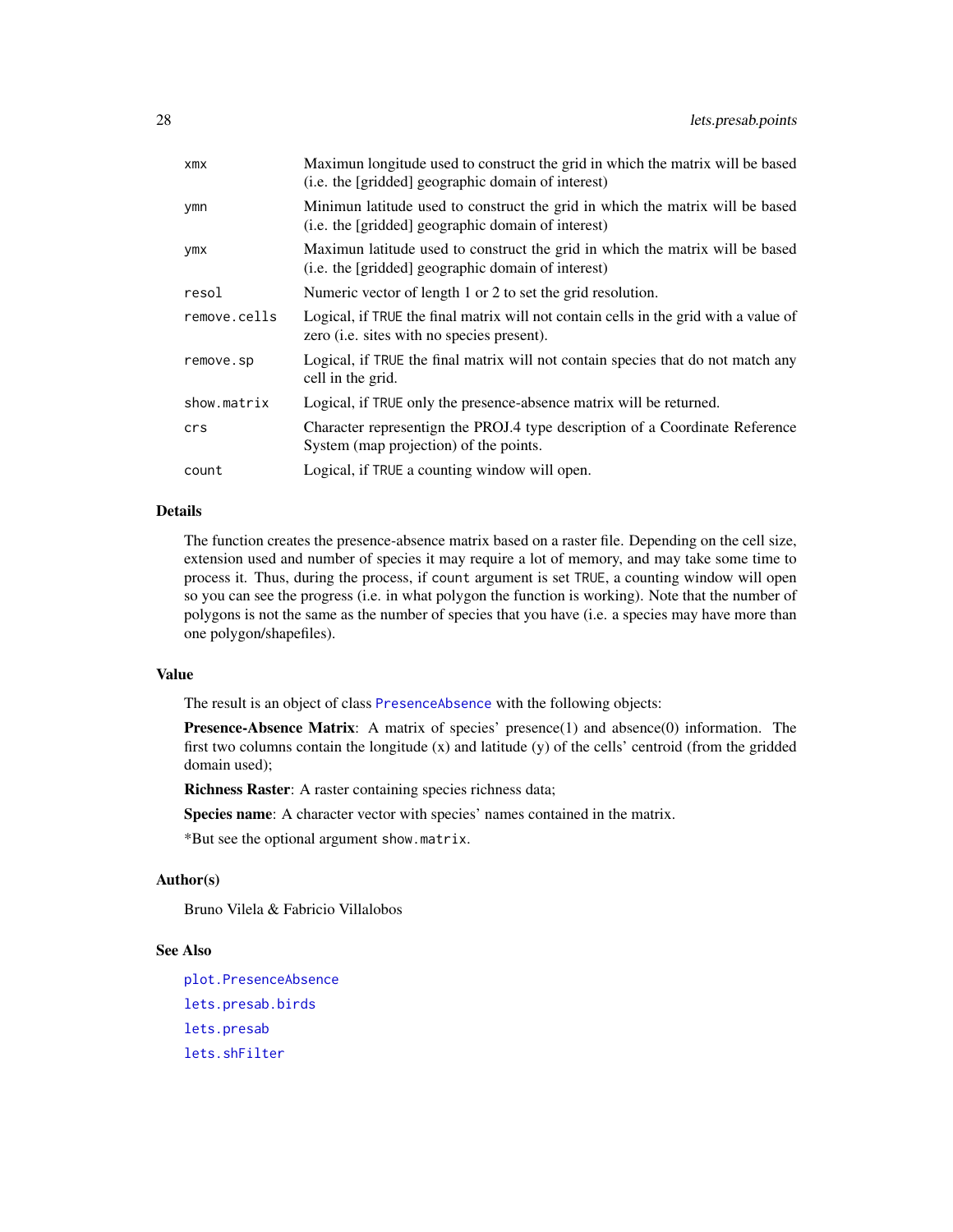| | |
|---|---|
| `xmx` | Maximun longitude used to construct the grid in which the matrix will be based (i.e. the [gridded] geographic domain of interest) |
| `ymn` | Minimun latitude used to construct the grid in which the matrix will be based (i.e. the [gridded] geographic domain of interest) |
| `ymx` | Maximun latitude used to construct the grid in which the matrix will be based (i.e. the [gridded] geographic domain of interest) |
| `resol` | Numeric vector of length 1 or 2 to set the grid resolution. |
| `remove.cells` | Logical, if `TRUE` the final matrix will not contain cells in the grid with a value of zero (i.e. sites with no species present). |
| `remove.sp` | Logical, if `TRUE` the final matrix will not contain species that do not match any cell in the grid. |
| `show.matrix` | Logical, if `TRUE` only the presence-absence matrix will be returned. |
| `crs` | Character representign the PROJ.4 type description of a Coordinate Reference System (map projection) of the points. |
| `count` | Logical, if `TRUE` a counting window will open. |

## Details

The function creates the presence-absence matrix based on a raster file. Depending on the cell size, extension used and number of species it may require a lot of memory, and may take some time to process it. Thus, during the process, if `count` argument is set `TRUE`, a counting window will open so you can see the progress (i.e. in what polygon the function is working). Note that the number of polygons is not the same as the number of species that you have (i.e. a species may have more than one polygon/shapefiles).

## Value

The result is an object of class `PresenceAbsence` with the following objects:

**Presence-Absence Matrix**: A matrix of species' presence(1) and absence(0) information. The first two columns contain the longitude (x) and latitude (y) of the cells' centroid (from the gridded domain used);

**Richness Raster**: A raster containing species richness data;

**Species name**: A character vector with species' names contained in the matrix.

*But see the optional argument `show.matrix`.

## Author(s)

Bruno Vilela & Fabricio Villalobos

## See Also

`plot.PresenceAbsence`

`lets.presab.birds`

`lets.presab`

`lets.shFilter`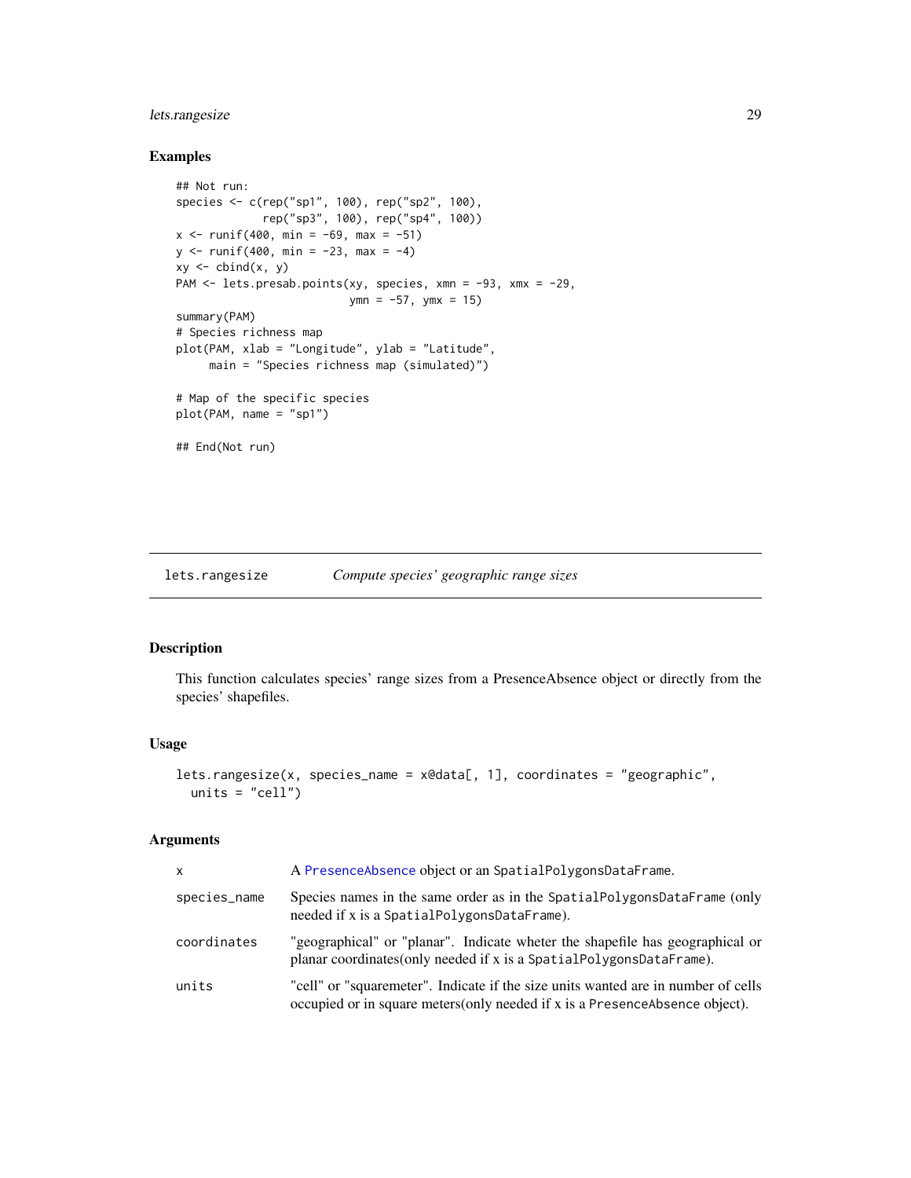## Examples

```
## Not run:
species <- c(rep("sp1", 100), rep("sp2", 100),
             rep("sp3", 100), rep("sp4", 100))
x <- runif(400, min = -69, max = -51)
y <- runif(400, min = -23, max = -4)
xy <- cbind(x, y)
PAM <- lets.presab.points(xy, species, xmn = -93, xmx = -29,
                          ymn = -57, ymx = 15)
summary(PAM)
# Species richness map
plot(PAM, xlab = "Longitude", ylab = "Latitude",
     main = "Species richness map (simulated)")

# Map of the specific species
plot(PAM, name = "sp1")

## End(Not run)
```

---

`lets.rangesize` *Compute species' geographic range sizes*

---

## Description

This function calculates species' range sizes from a PresenceAbsence object or directly from the species' shapefiles.

## Usage

```
lets.rangesize(x, species_name = x@data[, 1], coordinates = "geographic",
  units = "cell")
```

## Arguments

| | |
|---|---|
| `x` | A `PresenceAbsence` object or an `SpatialPolygonsDataFrame`. |
| `species_name` | Species names in the same order as in the `SpatialPolygonsDataFrame` (only needed if x is a `SpatialPolygonsDataFrame`). |
| `coordinates` | "geographical" or "planar". Indicate wheter the shapefile has geographical or planar coordinates(only needed if x is a `SpatialPolygonsDataFrame`). |
| `units` | "cell" or "squaremeter". Indicate if the size units wanted are in number of cells occupied or in square meters(only needed if x is a `PresenceAbsence` object). |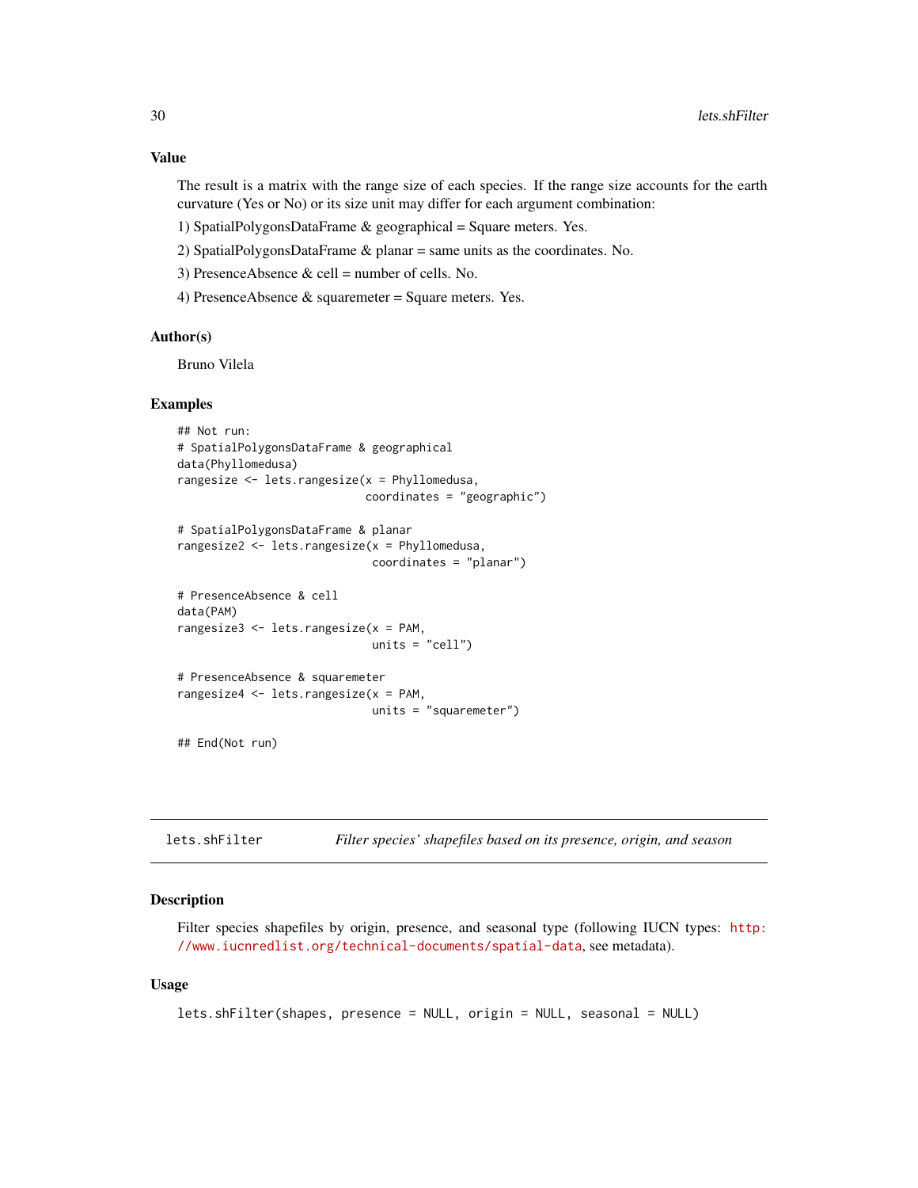### Value

The result is a matrix with the range size of each species. If the range size accounts for the earth curvature (Yes or No) or its size unit may differ for each argument combination:

1) SpatialPolygonsDataFrame & geographical = Square meters. Yes.

2) SpatialPolygonsDataFrame & planar = same units as the coordinates. No.

3) PresenceAbsence & cell = number of cells. No.

4) PresenceAbsence & squaremeter = Square meters. Yes.

### Author(s)

Bruno Vilela

### Examples

```
## Not run:
# SpatialPolygonsDataFrame & geographical
data(Phyllomedusa)
rangesize <- lets.rangesize(x = Phyllomedusa,
                            coordinates = "geographic")

# SpatialPolygonsDataFrame & planar
rangesize2 <- lets.rangesize(x = Phyllomedusa,
                             coordinates = "planar")

# PresenceAbsence & cell
data(PAM)
rangesize3 <- lets.rangesize(x = PAM,
                             units = "cell")

# PresenceAbsence & squaremeter
rangesize4 <- lets.rangesize(x = PAM,
                             units = "squaremeter")

## End(Not run)
```

---

## lets.shFilter — *Filter species' shapefiles based on its presence, origin, and season*

### Description

Filter species shapefiles by origin, presence, and seasonal type (following IUCN types: http://www.iucnredlist.org/technical-documents/spatial-data, see metadata).

### Usage

```
lets.shFilter(shapes, presence = NULL, origin = NULL, seasonal = NULL)
```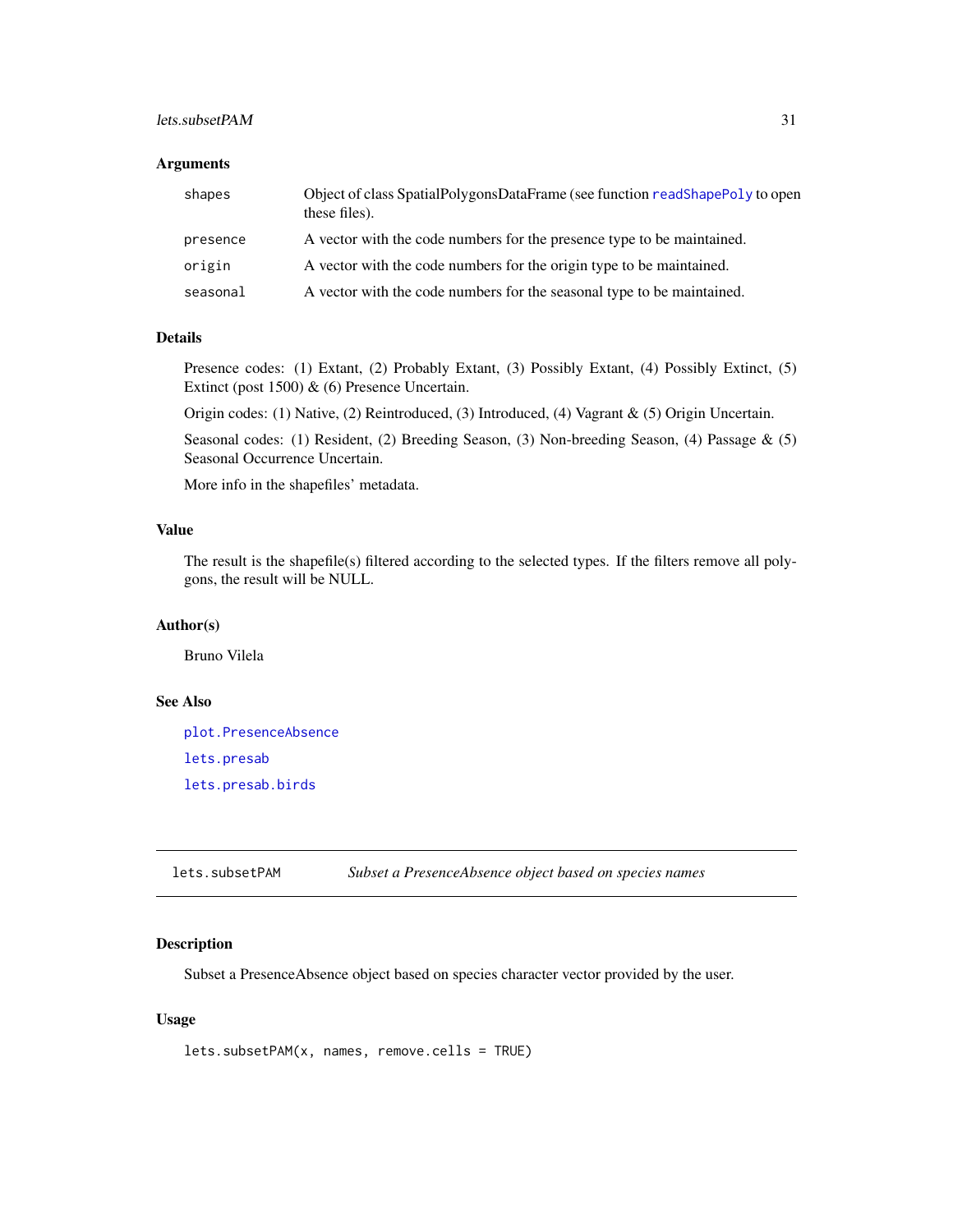### Arguments

| | |
|---|---|
| shapes | Object of class SpatialPolygonsDataFrame (see function readShapePoly to open these files). |
| presence | A vector with the code numbers for the presence type to be maintained. |
| origin | A vector with the code numbers for the origin type to be maintained. |
| seasonal | A vector with the code numbers for the seasonal type to be maintained. |

### Details

Presence codes: (1) Extant, (2) Probably Extant, (3) Possibly Extant, (4) Possibly Extinct, (5) Extinct (post 1500) & (6) Presence Uncertain.

Origin codes: (1) Native, (2) Reintroduced, (3) Introduced, (4) Vagrant & (5) Origin Uncertain.

Seasonal codes: (1) Resident, (2) Breeding Season, (3) Non-breeding Season, (4) Passage & (5) Seasonal Occurrence Uncertain.

More info in the shapefiles' metadata.

### Value

The result is the shapefile(s) filtered according to the selected types. If the filters remove all polygons, the result will be NULL.

### Author(s)

Bruno Vilela

### See Also

plot.PresenceAbsence

lets.presab

lets.presab.birds

---

## lets.subsetPAM — *Subset a PresenceAbsence object based on species names*

### Description

Subset a PresenceAbsence object based on species character vector provided by the user.

### Usage

```
lets.subsetPAM(x, names, remove.cells = TRUE)
```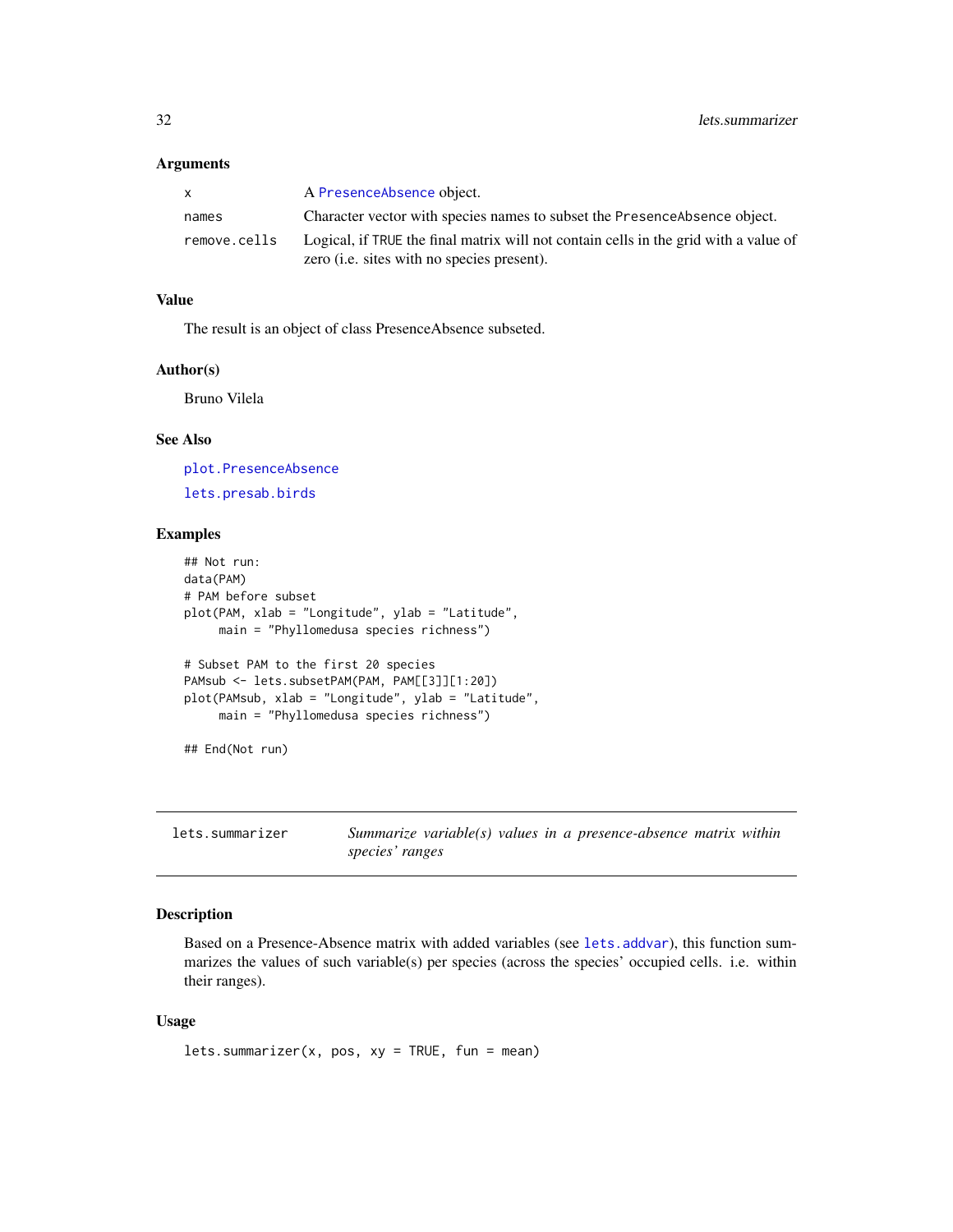## Arguments

| | |
|---|---|
| x | A PresenceAbsence object. |
| names | Character vector with species names to subset the PresenceAbsence object. |
| remove.cells | Logical, if TRUE the final matrix will not contain cells in the grid with a value of zero (i.e. sites with no species present). |

## Value

The result is an object of class PresenceAbsence subseted.

## Author(s)

Bruno Vilela

## See Also

plot.PresenceAbsence

lets.presab.birds

## Examples

```
## Not run:
data(PAM)
# PAM before subset
plot(PAM, xlab = "Longitude", ylab = "Latitude",
     main = "Phyllomedusa species richness")

# Subset PAM to the first 20 species
PAMsub <- lets.subsetPAM(PAM, PAM[[3]][1:20])
plot(PAMsub, xlab = "Longitude", ylab = "Latitude",
     main = "Phyllomedusa species richness")

## End(Not run)
```

---

# lets.summarizer — *Summarize variable(s) values in a presence-absence matrix within species' ranges*

## Description

Based on a Presence-Absence matrix with added variables (see lets.addvar), this function summarizes the values of such variable(s) per species (across the species' occupied cells. i.e. within their ranges).

## Usage

```
lets.summarizer(x, pos, xy = TRUE, fun = mean)
```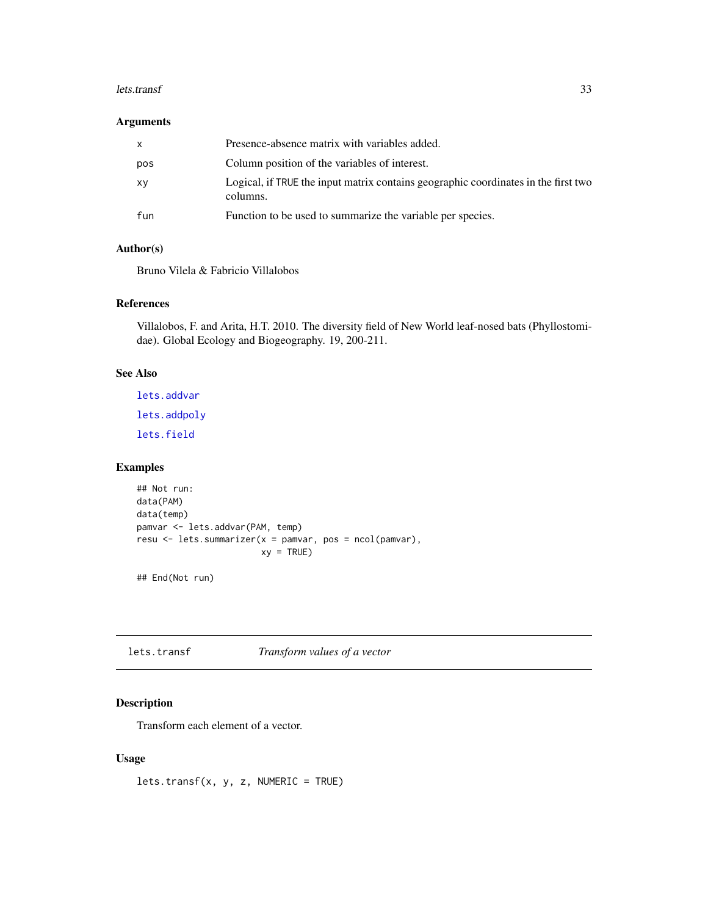### Arguments

| | |
|---|---|
| x | Presence-absence matrix with variables added. |
| pos | Column position of the variables of interest. |
| xy | Logical, if TRUE the input matrix contains geographic coordinates in the first two columns. |
| fun | Function to be used to summarize the variable per species. |

### Author(s)

Bruno Vilela & Fabricio Villalobos

### References

Villalobos, F. and Arita, H.T. 2010. The diversity field of New World leaf-nosed bats (Phyllostomidae). Global Ecology and Biogeography. 19, 200-211.

### See Also

lets.addvar

lets.addpoly

lets.field

### Examples

```
## Not run:
data(PAM)
data(temp)
pamvar <- lets.addvar(PAM, temp)
resu <- lets.summarizer(x = pamvar, pos = ncol(pamvar),
                        xy = TRUE)

## End(Not run)
```

---

## lets.transf — *Transform values of a vector*

### Description

Transform each element of a vector.

### Usage

```
lets.transf(x, y, z, NUMERIC = TRUE)
```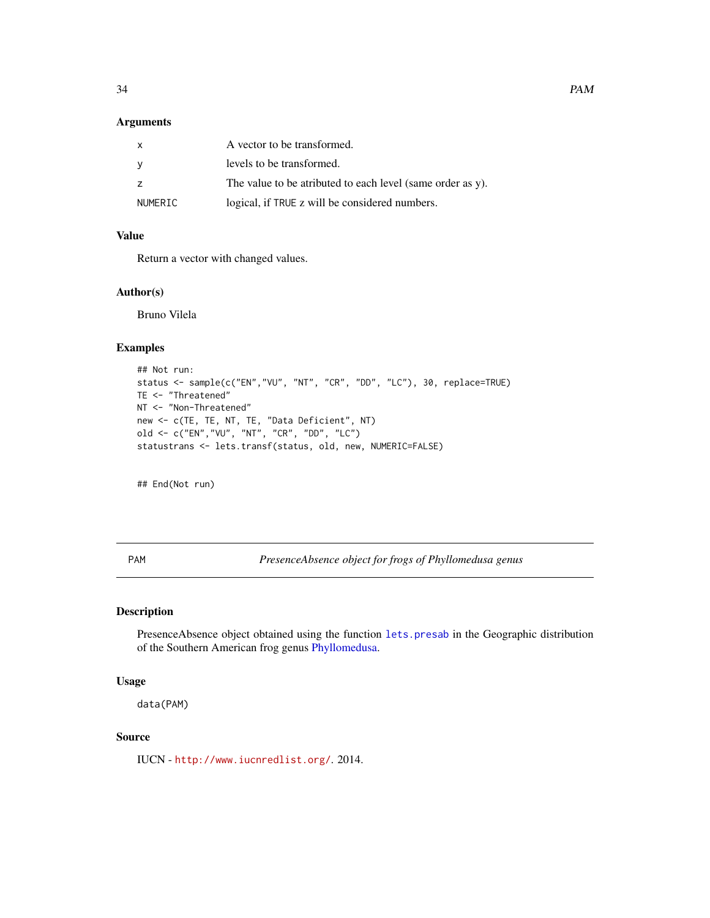### Arguments

| | |
|---|---|
| x | A vector to be transformed. |
| y | levels to be transformed. |
| z | The value to be atributed to each level (same order as y). |
| NUMERIC | logical, if TRUE z will be considered numbers. |

### Value

Return a vector with changed values.

### Author(s)

Bruno Vilela

### Examples

```
## Not run:
status <- sample(c("EN","VU", "NT", "CR", "DD", "LC"), 30, replace=TRUE)
TE <- "Threatened"
NT <- "Non-Threatened"
new <- c(TE, TE, NT, TE, "Data Deficient", NT)
old <- c("EN","VU", "NT", "CR", "DD", "LC")
statustrans <- lets.transf(status, old, new, NUMERIC=FALSE)


## End(Not run)
```

---

## PAM — *PresenceAbsence object for frogs of Phyllomedusa genus*

### Description

PresenceAbsence object obtained using the function lets.presab in the Geographic distribution of the Southern American frog genus Phyllomedusa.

### Usage

```
data(PAM)
```

### Source

IUCN - http://www.iucnredlist.org/. 2014.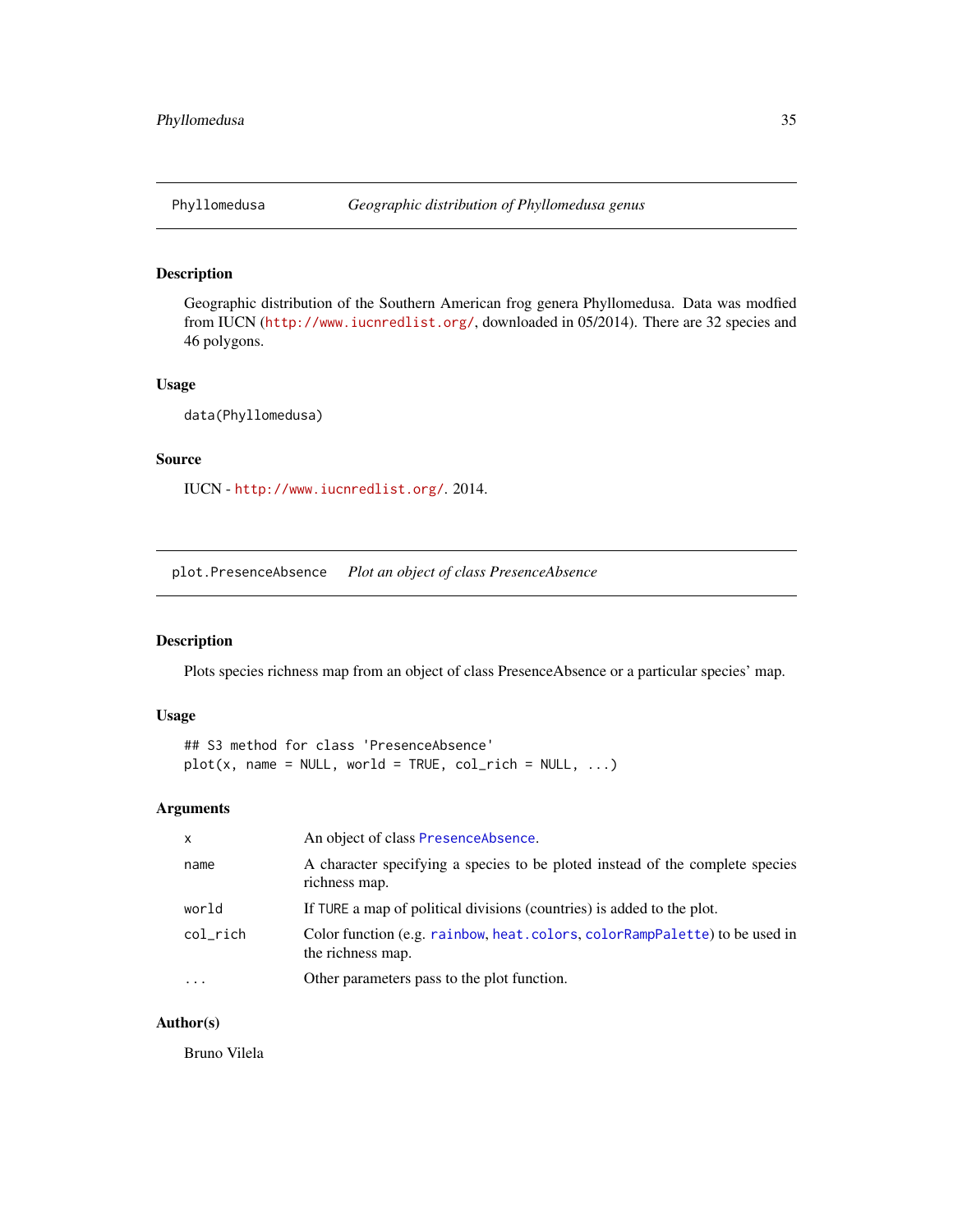## Phyllomedusa — *Geographic distribution of Phyllomedusa genus*

### Description

Geographic distribution of the Southern American frog genera Phyllomedusa. Data was modfied from IUCN (http://www.iucnredlist.org/, downloaded in 05/2014). There are 32 species and 46 polygons.

### Usage

```
data(Phyllomedusa)
```

### Source

IUCN - http://www.iucnredlist.org/. 2014.

## plot.PresenceAbsence — *Plot an object of class PresenceAbsence*

### Description

Plots species richness map from an object of class PresenceAbsence or a particular species' map.

### Usage

```
## S3 method for class 'PresenceAbsence'
plot(x, name = NULL, world = TRUE, col_rich = NULL, ...)
```

### Arguments

| | |
|---|---|
| x | An object of class PresenceAbsence. |
| name | A character specifying a species to be ploted instead of the complete species richness map. |
| world | If TURE a map of political divisions (countries) is added to the plot. |
| col_rich | Color function (e.g. rainbow, heat.colors, colorRampPalette) to be used in the richness map. |
| ... | Other parameters pass to the plot function. |

### Author(s)

Bruno Vilela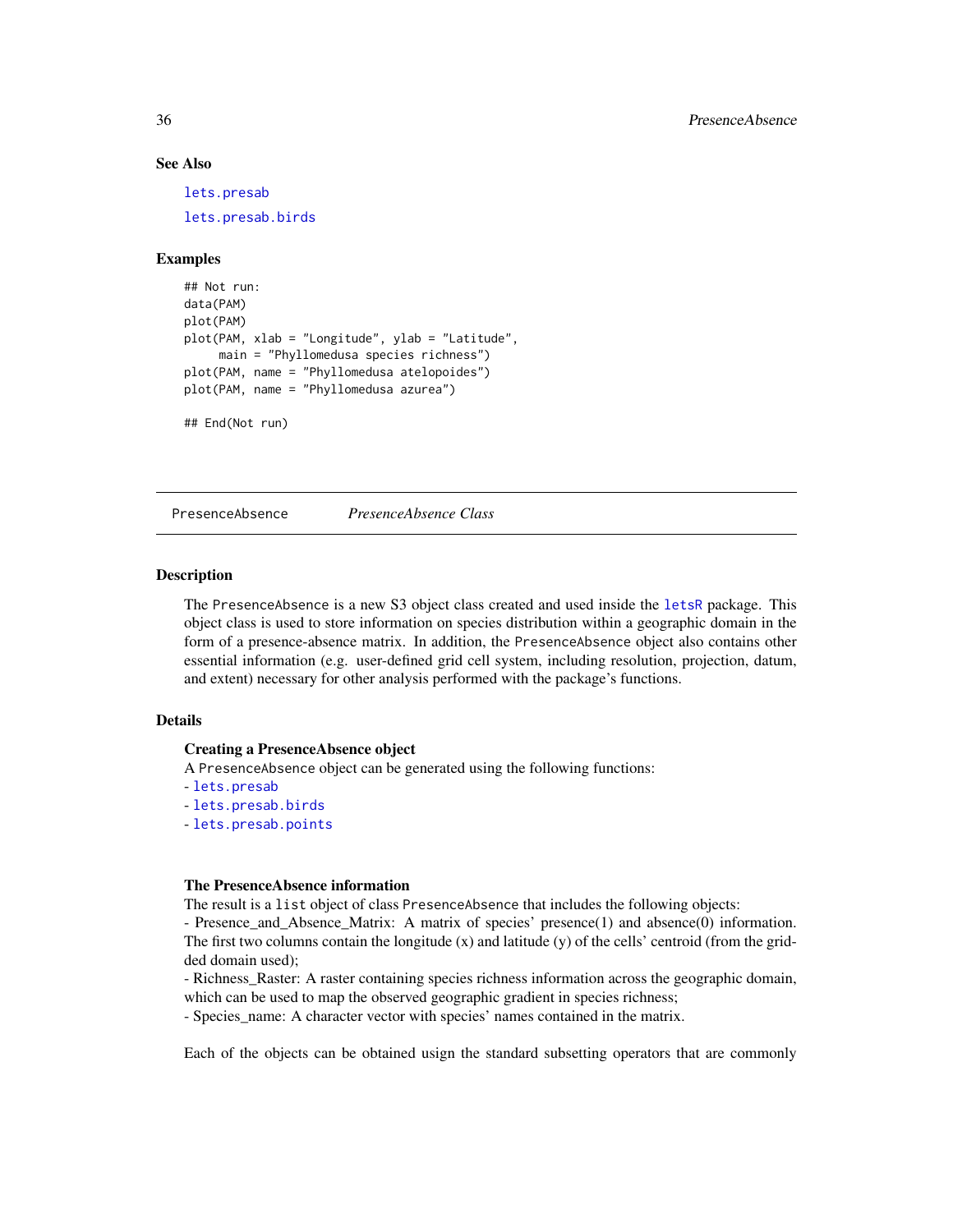## See Also

lets.presab

lets.presab.birds

## Examples

```
## Not run:
data(PAM)
plot(PAM)
plot(PAM, xlab = "Longitude", ylab = "Latitude",
     main = "Phyllomedusa species richness")
plot(PAM, name = "Phyllomedusa atelopoides")
plot(PAM, name = "Phyllomedusa azurea")

## End(Not run)
```

---

# PresenceAbsence *PresenceAbsence Class*

---

## Description

The PresenceAbsence is a new S3 object class created and used inside the letsR package. This object class is used to store information on species distribution within a geographic domain in the form of a presence-absence matrix. In addition, the PresenceAbsence object also contains other essential information (e.g. user-defined grid cell system, including resolution, projection, datum, and extent) necessary for other analysis performed with the package's functions.

## Details

**Creating a PresenceAbsence object**

A PresenceAbsence object can be generated using the following functions:
- lets.presab
- lets.presab.birds
- lets.presab.points

**The PresenceAbsence information**

The result is a list object of class PresenceAbsence that includes the following objects:
- Presence_and_Absence_Matrix: A matrix of species' presence(1) and absence(0) information. The first two columns contain the longitude (x) and latitude (y) of the cells' centroid (from the gridded domain used);
- Richness_Raster: A raster containing species richness information across the geographic domain, which can be used to map the observed geographic gradient in species richness;
- Species_name: A character vector with species' names contained in the matrix.

Each of the objects can be obtained usign the standard subsetting operators that are commonly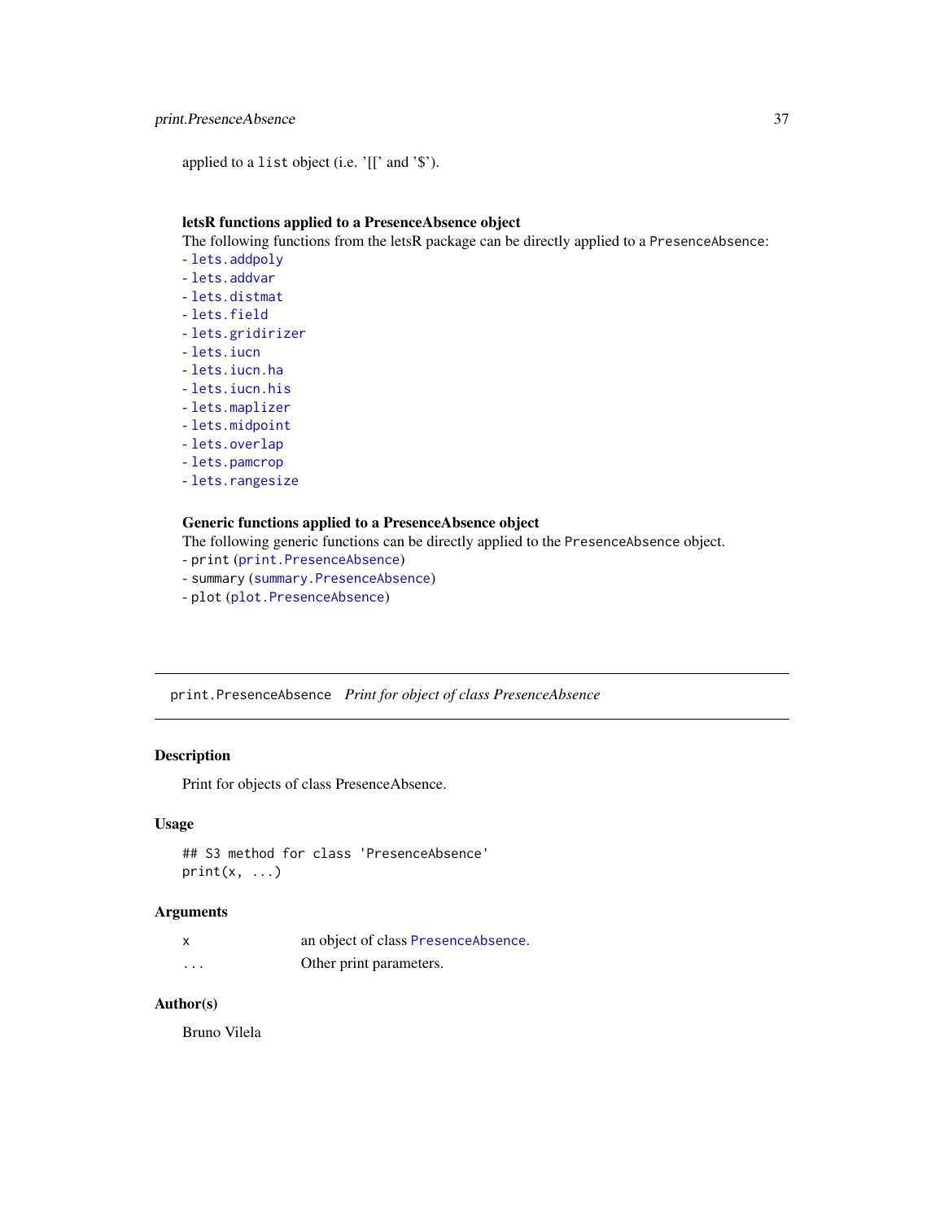applied to a `list` object (i.e. '[[' and '$').

### letsR functions applied to a PresenceAbsence object

The following functions from the letsR package can be directly applied to a `PresenceAbsence`:

- `lets.addpoly`
- `lets.addvar`
- `lets.distmat`
- `lets.field`
- `lets.gridirizer`
- `lets.iucn`
- `lets.iucn.ha`
- `lets.iucn.his`
- `lets.maplizer`
- `lets.midpoint`
- `lets.overlap`
- `lets.pamcrop`
- `lets.rangesize`

### Generic functions applied to a PresenceAbsence object

The following generic functions can be directly applied to the `PresenceAbsence` object.

- `print` (`print.PresenceAbsence`)
- `summary` (`summary.PresenceAbsence`)
- `plot` (`plot.PresenceAbsence`)

---

## print.PresenceAbsence *Print for object of class PresenceAbsence*

---

### Description

Print for objects of class PresenceAbsence.

### Usage

```
## S3 method for class 'PresenceAbsence'
print(x, ...)
```

### Arguments

| | |
|---|---|
| `x` | an object of class `PresenceAbsence`. |
| `...` | Other print parameters. |

### Author(s)

Bruno Vilela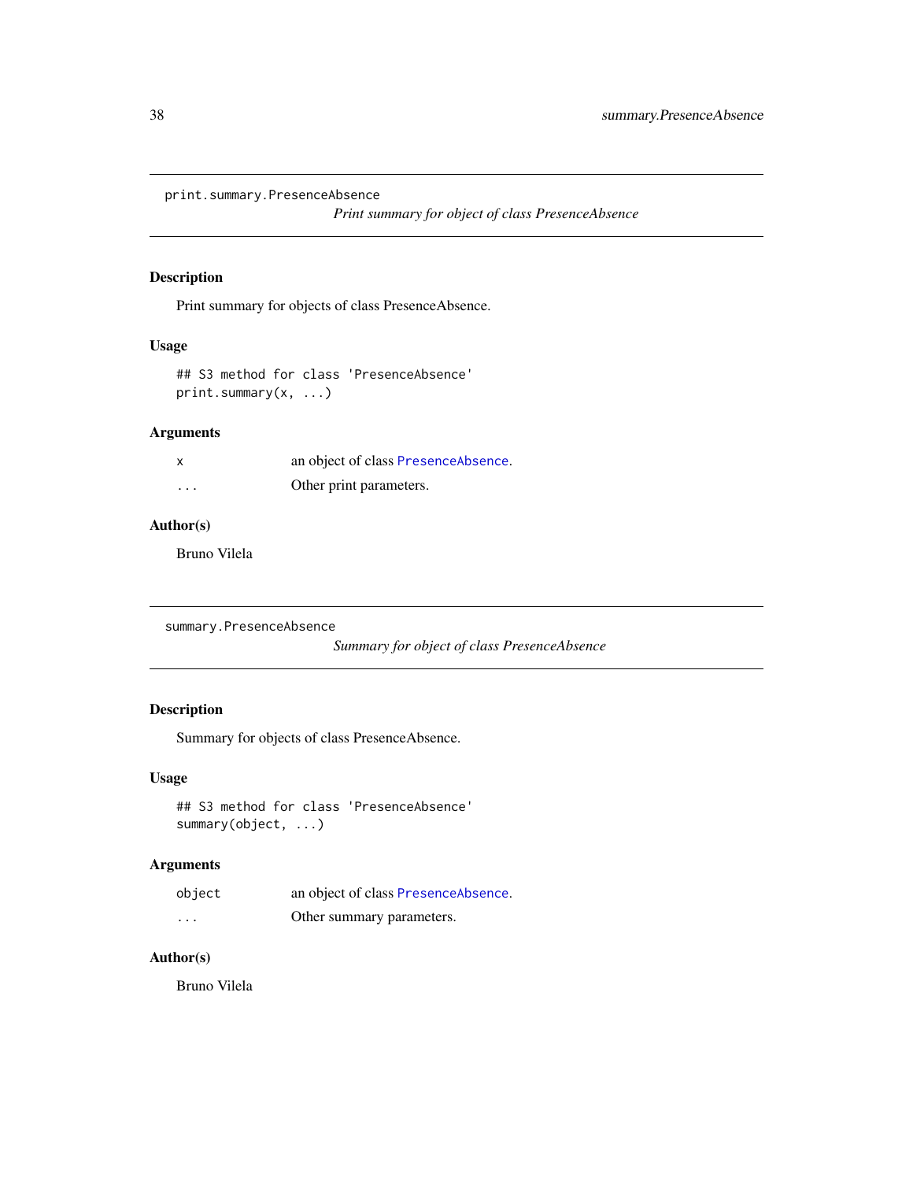## print.summary.PresenceAbsence

*Print summary for object of class PresenceAbsence*

### Description

Print summary for objects of class PresenceAbsence.

### Usage

```
## S3 method for class 'PresenceAbsence'
print.summary(x, ...)
```

### Arguments

| | |
|---|---|
| x | an object of class PresenceAbsence. |
| ... | Other print parameters. |

### Author(s)

Bruno Vilela

## summary.PresenceAbsence

*Summary for object of class PresenceAbsence*

### Description

Summary for objects of class PresenceAbsence.

### Usage

```
## S3 method for class 'PresenceAbsence'
summary(object, ...)
```

### Arguments

| | |
|---|---|
| object | an object of class PresenceAbsence. |
| ... | Other summary parameters. |

### Author(s)

Bruno Vilela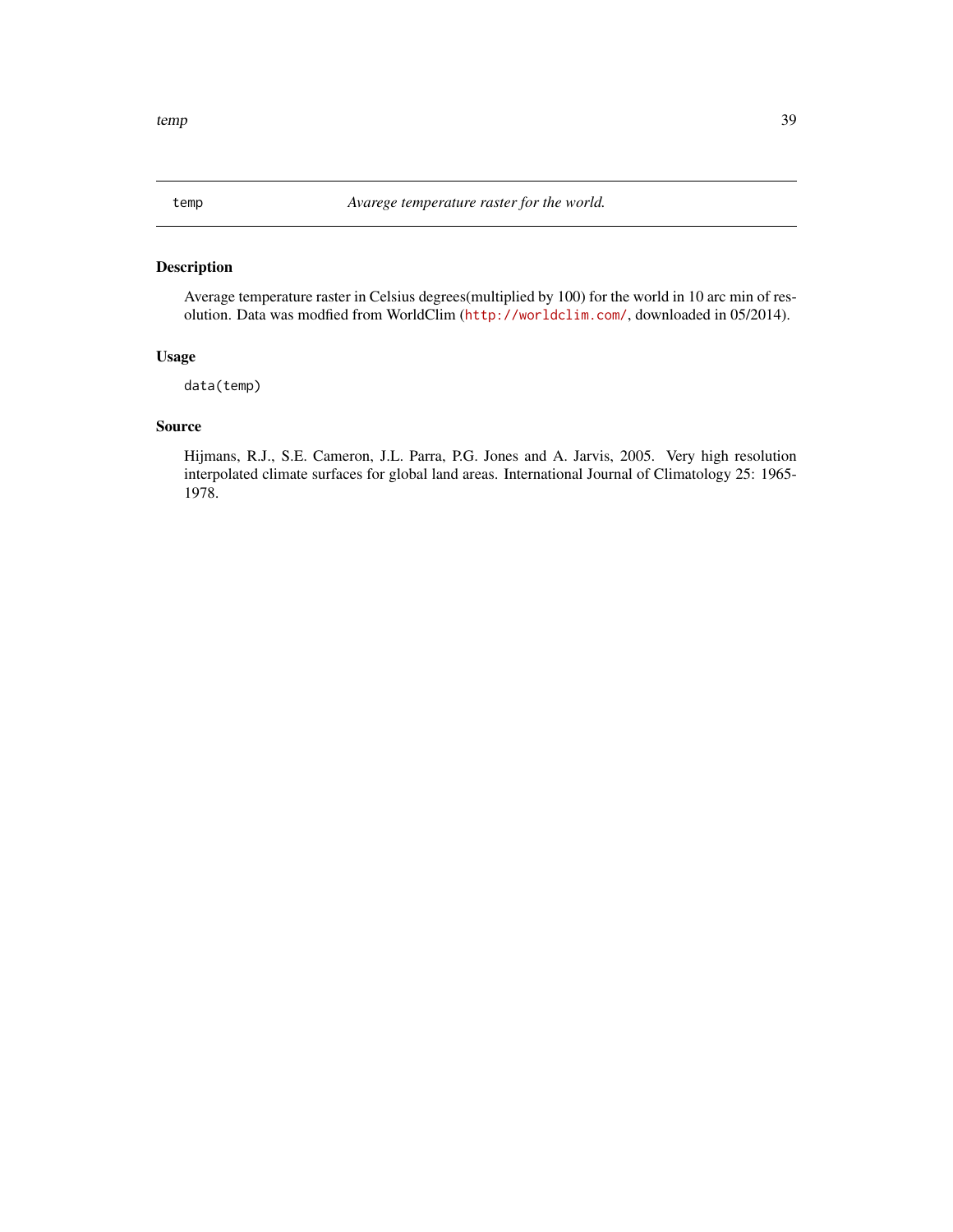temp — *Avarege temperature raster for the world.*

## Description

Average temperature raster in Celsius degrees(multiplied by 100) for the world in 10 arc min of resolution. Data was modfied from WorldClim (http://worldclim.com/, downloaded in 05/2014).

## Usage

```
data(temp)
```

## Source

Hijmans, R.J., S.E. Cameron, J.L. Parra, P.G. Jones and A. Jarvis, 2005. Very high resolution interpolated climate surfaces for global land areas. International Journal of Climatology 25: 1965-1978.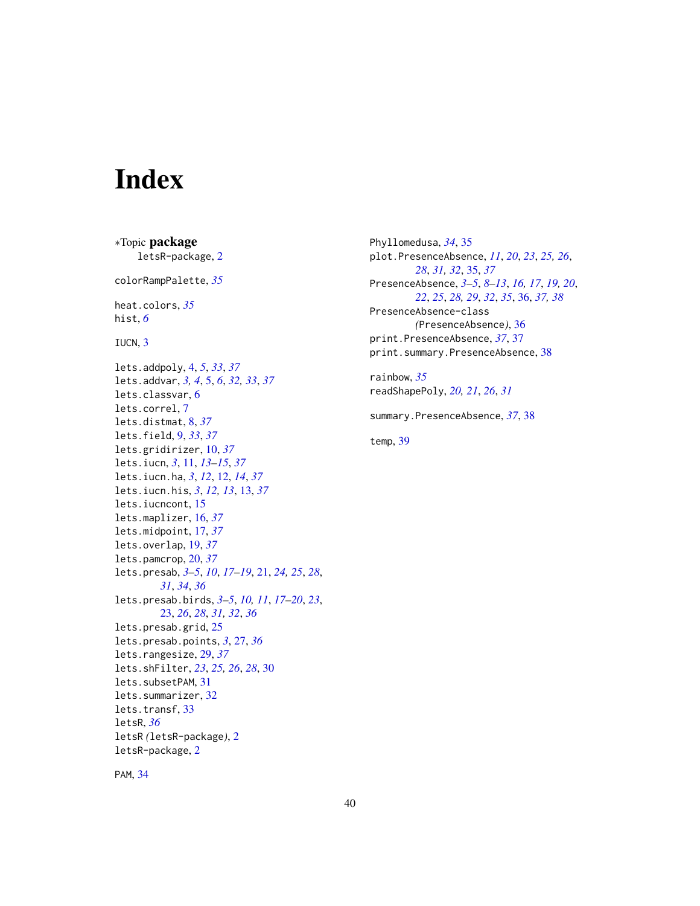# Index

*Topic **package**
  letsR-package, 2

colorRampPalette, *35*

heat.colors, *35*
hist, *6*

IUCN, 3

lets.addpoly, 4, *5*, *33*, *37*
lets.addvar, *3, 4*, 5, *6*, *32, 33*, *37*
lets.classvar, 6
lets.correl, 7
lets.distmat, 8, *37*
lets.field, 9, *33*, *37*
lets.gridirizer, 10, *37*
lets.iucn, *3*, 11, *13–15*, *37*
lets.iucn.ha, *3*, *12*, 12, *14*, *37*
lets.iucn.his, *3*, *12, 13*, 13, *37*
lets.iucncont, 15
lets.maplizer, 16, *37*
lets.midpoint, 17, *37*
lets.overlap, 19, *37*
lets.pamcrop, 20, *37*
lets.presab, *3–5*, *10*, *17–19*, 21, *24, 25*, *28*, *31*, *34*, *36*
lets.presab.birds, *3–5*, *10, 11*, *17–20*, *23*, 23, *26*, *28*, *31, 32*, *36*
lets.presab.grid, 25
lets.presab.points, *3*, 27, *36*
lets.rangesize, 29, *37*
lets.shFilter, *23*, *25, 26*, *28*, 30
lets.subsetPAM, 31
lets.summarizer, 32
lets.transf, 33
letsR, *36*
letsR *(*letsR-package*)*, 2
letsR-package, 2

PAM, 34

Phyllomedusa, *34*, 35
plot.PresenceAbsence, *11*, *20*, *23*, *25, 26*, *28*, *31, 32*, 35, *37*
PresenceAbsence, *3–5*, *8–13*, *16, 17*, *19, 20*, *22*, *25*, *28, 29*, *32*, *35*, 36, *37, 38*
PresenceAbsence-class *(*PresenceAbsence*)*, 36
print.PresenceAbsence, *37*, 37
print.summary.PresenceAbsence, 38

rainbow, *35*
readShapePoly, *20, 21*, *26*, *31*

summary.PresenceAbsence, *37*, 38

temp, 39